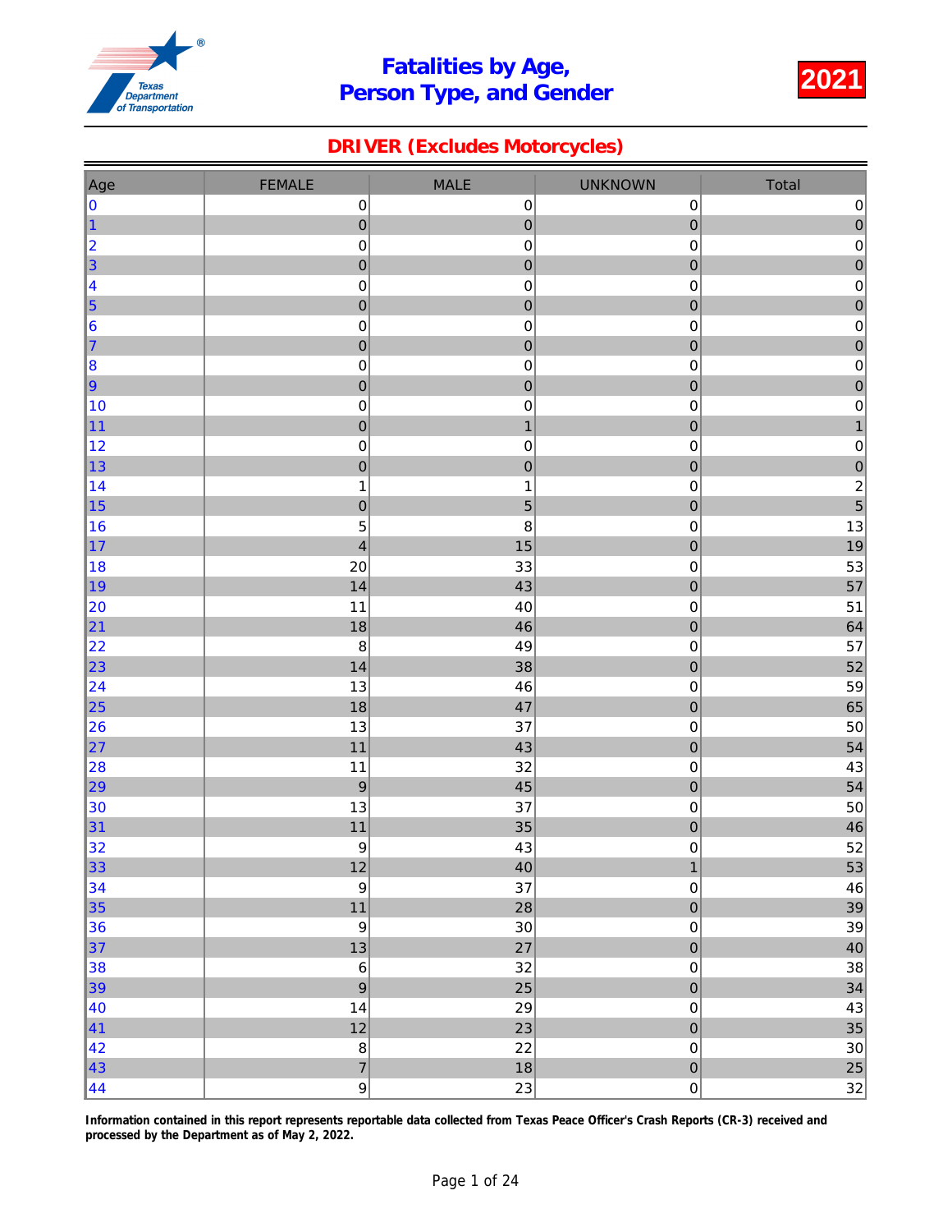# Fatalities by Age, Person Type, and Gender

**2021**

## DRIVER (Excludes Motorcycles)

| Age | FEMALE | MALE | UNKNOWN | Total |
|---|---|---|---|---|
| 0 | 0 | 0 | 0 | 0 |
| 1 | 0 | 0 | 0 | 0 |
| 2 | 0 | 0 | 0 | 0 |
| 3 | 0 | 0 | 0 | 0 |
| 4 | 0 | 0 | 0 | 0 |
| 5 | 0 | 0 | 0 | 0 |
| 6 | 0 | 0 | 0 | 0 |
| 7 | 0 | 0 | 0 | 0 |
| 8 | 0 | 0 | 0 | 0 |
| 9 | 0 | 0 | 0 | 0 |
| 10 | 0 | 0 | 0 | 0 |
| 11 | 0 | 1 | 0 | 1 |
| 12 | 0 | 0 | 0 | 0 |
| 13 | 0 | 0 | 0 | 0 |
| 14 | 1 | 1 | 0 | 2 |
| 15 | 0 | 5 | 0 | 5 |
| 16 | 5 | 8 | 0 | 13 |
| 17 | 4 | 15 | 0 | 19 |
| 18 | 20 | 33 | 0 | 53 |
| 19 | 14 | 43 | 0 | 57 |
| 20 | 11 | 40 | 0 | 51 |
| 21 | 18 | 46 | 0 | 64 |
| 22 | 8 | 49 | 0 | 57 |
| 23 | 14 | 38 | 0 | 52 |
| 24 | 13 | 46 | 0 | 59 |
| 25 | 18 | 47 | 0 | 65 |
| 26 | 13 | 37 | 0 | 50 |
| 27 | 11 | 43 | 0 | 54 |
| 28 | 11 | 32 | 0 | 43 |
| 29 | 9 | 45 | 0 | 54 |
| 30 | 13 | 37 | 0 | 50 |
| 31 | 11 | 35 | 0 | 46 |
| 32 | 9 | 43 | 0 | 52 |
| 33 | 12 | 40 | 1 | 53 |
| 34 | 9 | 37 | 0 | 46 |
| 35 | 11 | 28 | 0 | 39 |
| 36 | 9 | 30 | 0 | 39 |
| 37 | 13 | 27 | 0 | 40 |
| 38 | 6 | 32 | 0 | 38 |
| 39 | 9 | 25 | 0 | 34 |
| 40 | 14 | 29 | 0 | 43 |
| 41 | 12 | 23 | 0 | 35 |
| 42 | 8 | 22 | 0 | 30 |
| 43 | 7 | 18 | 0 | 25 |
| 44 | 9 | 23 | 0 | 32 |

**Information contained in this report represents reportable data collected from Texas Peace Officer's Crash Reports (CR-3) received and processed by the Department as of May 2, 2022.**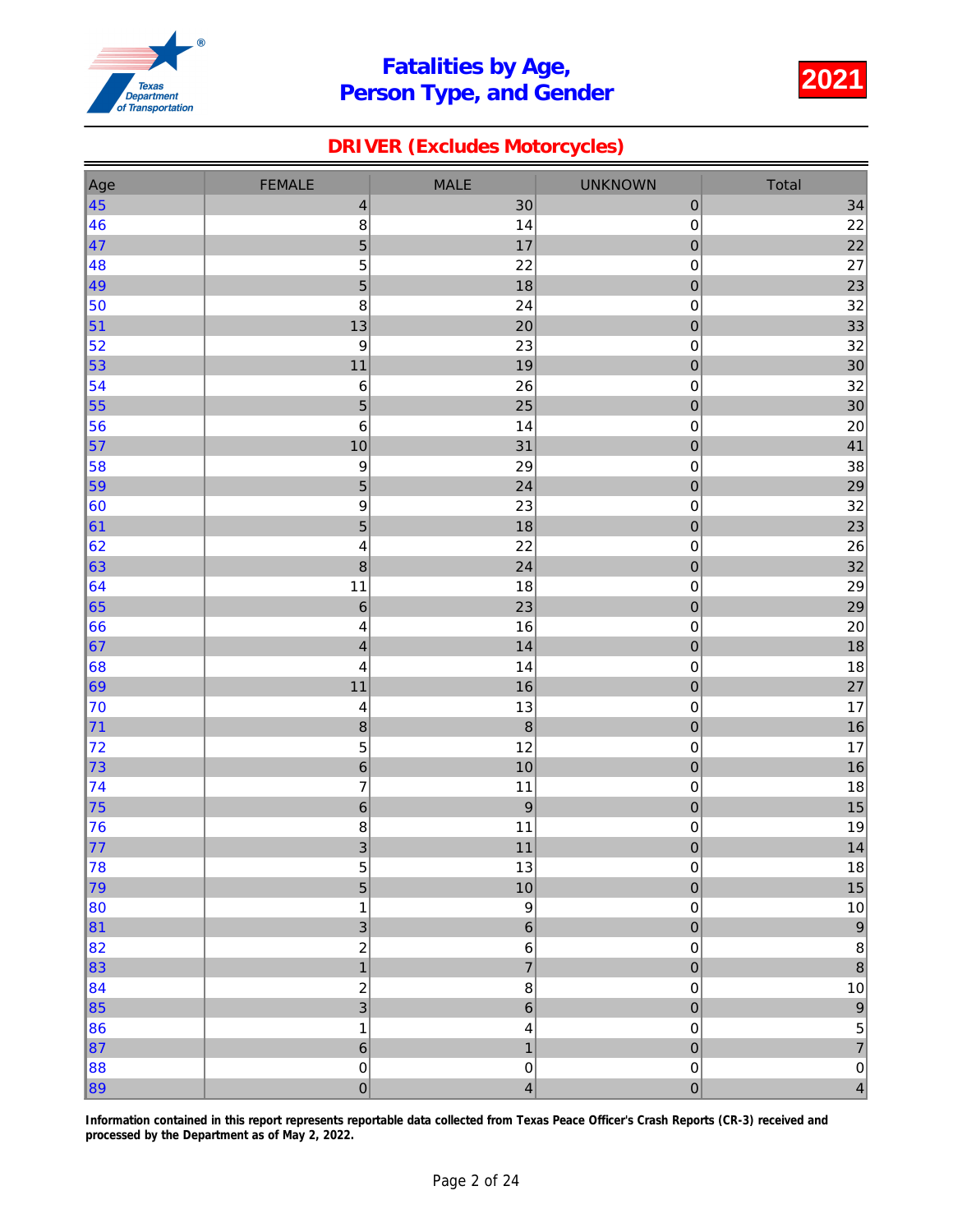# Fatalities by Age, Person Type, and Gender

**2021**

## DRIVER (Excludes Motorcycles)

| Age | FEMALE | MALE | UNKNOWN | Total |
|---|---|---|---|---|
| 45 | 4 | 30 | 0 | 34 |
| 46 | 8 | 14 | 0 | 22 |
| 47 | 5 | 17 | 0 | 22 |
| 48 | 5 | 22 | 0 | 27 |
| 49 | 5 | 18 | 0 | 23 |
| 50 | 8 | 24 | 0 | 32 |
| 51 | 13 | 20 | 0 | 33 |
| 52 | 9 | 23 | 0 | 32 |
| 53 | 11 | 19 | 0 | 30 |
| 54 | 6 | 26 | 0 | 32 |
| 55 | 5 | 25 | 0 | 30 |
| 56 | 6 | 14 | 0 | 20 |
| 57 | 10 | 31 | 0 | 41 |
| 58 | 9 | 29 | 0 | 38 |
| 59 | 5 | 24 | 0 | 29 |
| 60 | 9 | 23 | 0 | 32 |
| 61 | 5 | 18 | 0 | 23 |
| 62 | 4 | 22 | 0 | 26 |
| 63 | 8 | 24 | 0 | 32 |
| 64 | 11 | 18 | 0 | 29 |
| 65 | 6 | 23 | 0 | 29 |
| 66 | 4 | 16 | 0 | 20 |
| 67 | 4 | 14 | 0 | 18 |
| 68 | 4 | 14 | 0 | 18 |
| 69 | 11 | 16 | 0 | 27 |
| 70 | 4 | 13 | 0 | 17 |
| 71 | 8 | 8 | 0 | 16 |
| 72 | 5 | 12 | 0 | 17 |
| 73 | 6 | 10 | 0 | 16 |
| 74 | 7 | 11 | 0 | 18 |
| 75 | 6 | 9 | 0 | 15 |
| 76 | 8 | 11 | 0 | 19 |
| 77 | 3 | 11 | 0 | 14 |
| 78 | 5 | 13 | 0 | 18 |
| 79 | 5 | 10 | 0 | 15 |
| 80 | 1 | 9 | 0 | 10 |
| 81 | 3 | 6 | 0 | 9 |
| 82 | 2 | 6 | 0 | 8 |
| 83 | 1 | 7 | 0 | 8 |
| 84 | 2 | 8 | 0 | 10 |
| 85 | 3 | 6 | 0 | 9 |
| 86 | 1 | 4 | 0 | 5 |
| 87 | 6 | 1 | 0 | 7 |
| 88 | 0 | 0 | 0 | 0 |
| 89 | 0 | 4 | 0 | 4 |

**Information contained in this report represents reportable data collected from Texas Peace Officer's Crash Reports (CR-3) received and processed by the Department as of May 2, 2022.**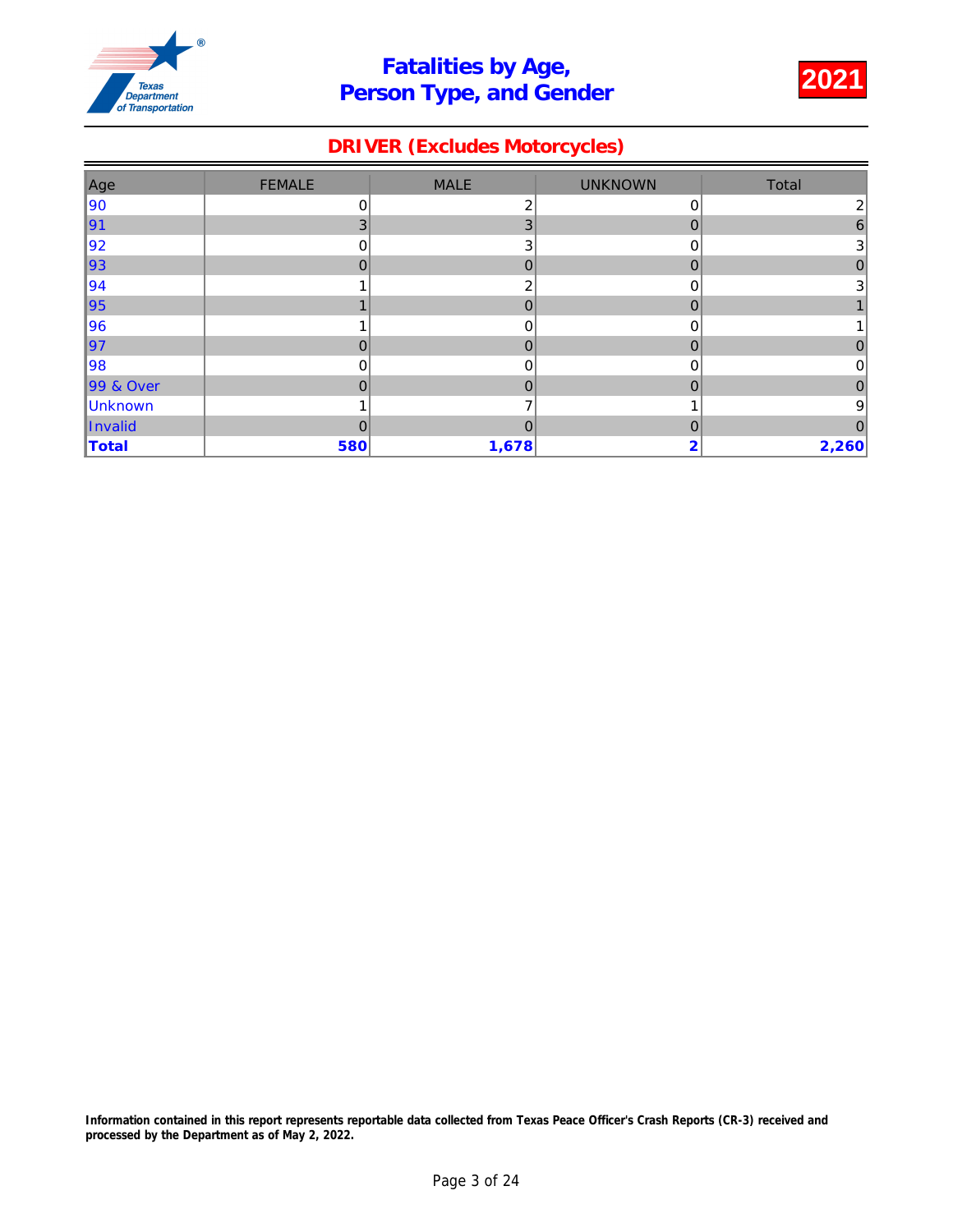# Fatalities by Age, Person Type, and Gender

2021

## DRIVER (Excludes Motorcycles)

| Age | FEMALE | MALE | UNKNOWN | Total |
|---|---|---|---|---|
| 90 | 0 | 2 | 0 | 2 |
| 91 | 3 | 3 | 0 | 6 |
| 92 | 0 | 3 | 0 | 3 |
| 93 | 0 | 0 | 0 | 0 |
| 94 | 1 | 2 | 0 | 3 |
| 95 | 1 | 0 | 0 | 1 |
| 96 | 1 | 0 | 0 | 1 |
| 97 | 0 | 0 | 0 | 0 |
| 98 | 0 | 0 | 0 | 0 |
| 99 & Over | 0 | 0 | 0 | 0 |
| Unknown | 1 | 7 | 1 | 9 |
| Invalid | 0 | 0 | 0 | 0 |
| **Total** | **580** | **1,678** | **2** | **2,260** |

**Information contained in this report represents reportable data collected from Texas Peace Officer's Crash Reports (CR-3) received and processed by the Department as of May 2, 2022.**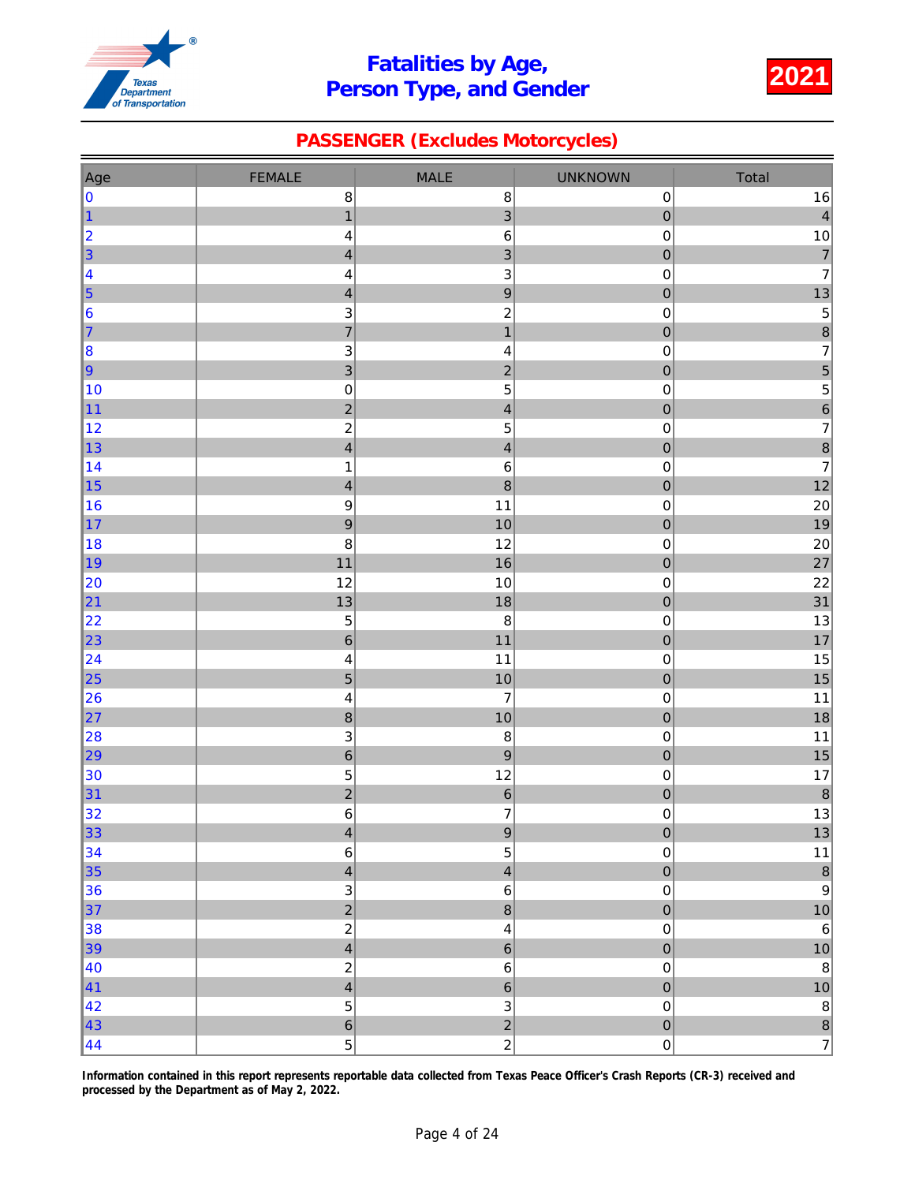# Fatalities by Age, Person Type, and Gender

**2021**

## PASSENGER (Excludes Motorcycles)

| Age | FEMALE | MALE | UNKNOWN | Total |
|---|---|---|---|---|
| 0 | 8 | 8 | 0 | 16 |
| 1 | 1 | 3 | 0 | 4 |
| 2 | 4 | 6 | 0 | 10 |
| 3 | 4 | 3 | 0 | 7 |
| 4 | 4 | 3 | 0 | 7 |
| 5 | 4 | 9 | 0 | 13 |
| 6 | 3 | 2 | 0 | 5 |
| 7 | 7 | 1 | 0 | 8 |
| 8 | 3 | 4 | 0 | 7 |
| 9 | 3 | 2 | 0 | 5 |
| 10 | 0 | 5 | 0 | 5 |
| 11 | 2 | 4 | 0 | 6 |
| 12 | 2 | 5 | 0 | 7 |
| 13 | 4 | 4 | 0 | 8 |
| 14 | 1 | 6 | 0 | 7 |
| 15 | 4 | 8 | 0 | 12 |
| 16 | 9 | 11 | 0 | 20 |
| 17 | 9 | 10 | 0 | 19 |
| 18 | 8 | 12 | 0 | 20 |
| 19 | 11 | 16 | 0 | 27 |
| 20 | 12 | 10 | 0 | 22 |
| 21 | 13 | 18 | 0 | 31 |
| 22 | 5 | 8 | 0 | 13 |
| 23 | 6 | 11 | 0 | 17 |
| 24 | 4 | 11 | 0 | 15 |
| 25 | 5 | 10 | 0 | 15 |
| 26 | 4 | 7 | 0 | 11 |
| 27 | 8 | 10 | 0 | 18 |
| 28 | 3 | 8 | 0 | 11 |
| 29 | 6 | 9 | 0 | 15 |
| 30 | 5 | 12 | 0 | 17 |
| 31 | 2 | 6 | 0 | 8 |
| 32 | 6 | 7 | 0 | 13 |
| 33 | 4 | 9 | 0 | 13 |
| 34 | 6 | 5 | 0 | 11 |
| 35 | 4 | 4 | 0 | 8 |
| 36 | 3 | 6 | 0 | 9 |
| 37 | 2 | 8 | 0 | 10 |
| 38 | 2 | 4 | 0 | 6 |
| 39 | 4 | 6 | 0 | 10 |
| 40 | 2 | 6 | 0 | 8 |
| 41 | 4 | 6 | 0 | 10 |
| 42 | 5 | 3 | 0 | 8 |
| 43 | 6 | 2 | 0 | 8 |
| 44 | 5 | 2 | 0 | 7 |

**Information contained in this report represents reportable data collected from Texas Peace Officer's Crash Reports (CR-3) received and processed by the Department as of May 2, 2022.**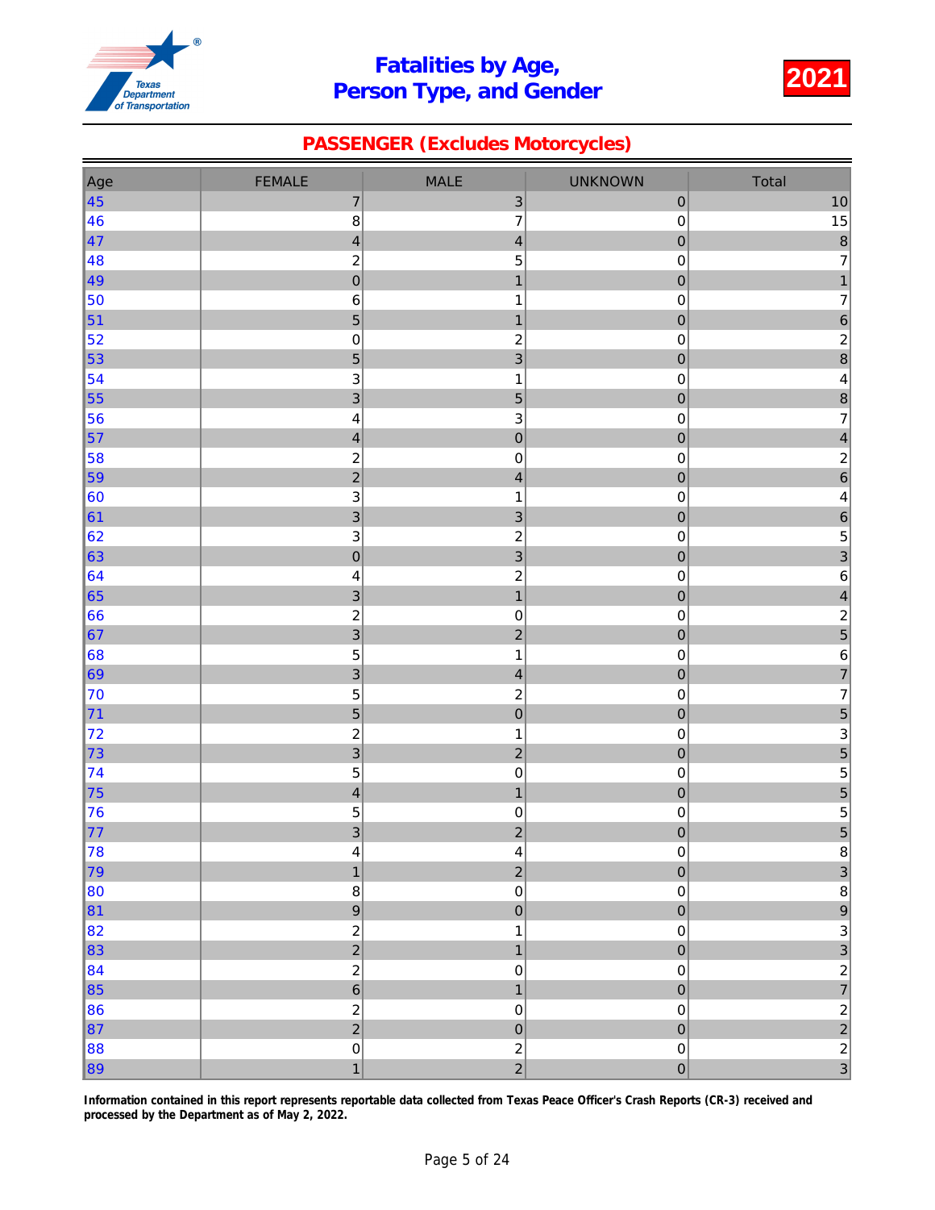# Fatalities by Age, Person Type, and Gender

**2021**

## PASSENGER (Excludes Motorcycles)

| Age | FEMALE | MALE | UNKNOWN | Total |
|---|---|---|---|---|
| 45 | 7 | 3 | 0 | 10 |
| 46 | 8 | 7 | 0 | 15 |
| 47 | 4 | 4 | 0 | 8 |
| 48 | 2 | 5 | 0 | 7 |
| 49 | 0 | 1 | 0 | 1 |
| 50 | 6 | 1 | 0 | 7 |
| 51 | 5 | 1 | 0 | 6 |
| 52 | 0 | 2 | 0 | 2 |
| 53 | 5 | 3 | 0 | 8 |
| 54 | 3 | 1 | 0 | 4 |
| 55 | 3 | 5 | 0 | 8 |
| 56 | 4 | 3 | 0 | 7 |
| 57 | 4 | 0 | 0 | 4 |
| 58 | 2 | 0 | 0 | 2 |
| 59 | 2 | 4 | 0 | 6 |
| 60 | 3 | 1 | 0 | 4 |
| 61 | 3 | 3 | 0 | 6 |
| 62 | 3 | 2 | 0 | 5 |
| 63 | 0 | 3 | 0 | 3 |
| 64 | 4 | 2 | 0 | 6 |
| 65 | 3 | 1 | 0 | 4 |
| 66 | 2 | 0 | 0 | 2 |
| 67 | 3 | 2 | 0 | 5 |
| 68 | 5 | 1 | 0 | 6 |
| 69 | 3 | 4 | 0 | 7 |
| 70 | 5 | 2 | 0 | 7 |
| 71 | 5 | 0 | 0 | 5 |
| 72 | 2 | 1 | 0 | 3 |
| 73 | 3 | 2 | 0 | 5 |
| 74 | 5 | 0 | 0 | 5 |
| 75 | 4 | 1 | 0 | 5 |
| 76 | 5 | 0 | 0 | 5 |
| 77 | 3 | 2 | 0 | 5 |
| 78 | 4 | 4 | 0 | 8 |
| 79 | 1 | 2 | 0 | 3 |
| 80 | 8 | 0 | 0 | 8 |
| 81 | 9 | 0 | 0 | 9 |
| 82 | 2 | 1 | 0 | 3 |
| 83 | 2 | 1 | 0 | 3 |
| 84 | 2 | 0 | 0 | 2 |
| 85 | 6 | 1 | 0 | 7 |
| 86 | 2 | 0 | 0 | 2 |
| 87 | 2 | 0 | 0 | 2 |
| 88 | 0 | 2 | 0 | 2 |
| 89 | 1 | 2 | 0 | 3 |

**Information contained in this report represents reportable data collected from Texas Peace Officer's Crash Reports (CR-3) received and processed by the Department as of May 2, 2022.**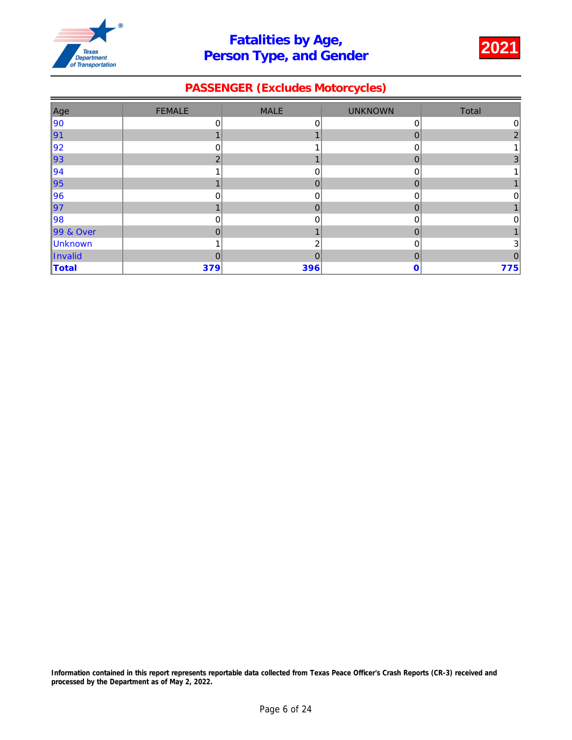# Fatalities by Age, Person Type, and Gender

**2021**

## PASSENGER (Excludes Motorcycles)

| Age | FEMALE | MALE | UNKNOWN | Total |
|---|---|---|---|---|
| 90 | 0 | 0 | 0 | 0 |
| 91 | 1 | 1 | 0 | 2 |
| 92 | 0 | 1 | 0 | 1 |
| 93 | 2 | 1 | 0 | 3 |
| 94 | 1 | 0 | 0 | 1 |
| 95 | 1 | 0 | 0 | 1 |
| 96 | 0 | 0 | 0 | 0 |
| 97 | 1 | 0 | 0 | 1 |
| 98 | 0 | 0 | 0 | 0 |
| 99 & Over | 0 | 1 | 0 | 1 |
| Unknown | 1 | 2 | 0 | 3 |
| Invalid | 0 | 0 | 0 | 0 |
| **Total** | **379** | **396** | **0** | **775** |

**Information contained in this report represents reportable data collected from Texas Peace Officer's Crash Reports (CR-3) received and processed by the Department as of May 2, 2022.**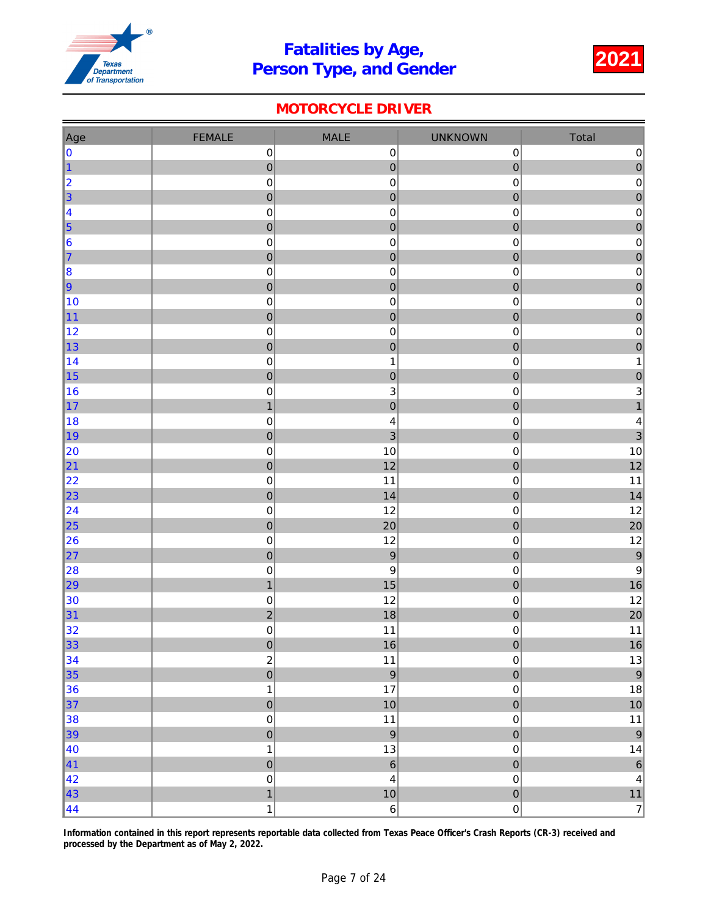# Fatalities by Age, Person Type, and Gender

**2021**

## MOTORCYCLE DRIVER

| Age | FEMALE | MALE | UNKNOWN | Total |
|---|---|---|---|---|
| 0 | 0 | 0 | 0 | 0 |
| 1 | 0 | 0 | 0 | 0 |
| 2 | 0 | 0 | 0 | 0 |
| 3 | 0 | 0 | 0 | 0 |
| 4 | 0 | 0 | 0 | 0 |
| 5 | 0 | 0 | 0 | 0 |
| 6 | 0 | 0 | 0 | 0 |
| 7 | 0 | 0 | 0 | 0 |
| 8 | 0 | 0 | 0 | 0 |
| 9 | 0 | 0 | 0 | 0 |
| 10 | 0 | 0 | 0 | 0 |
| 11 | 0 | 0 | 0 | 0 |
| 12 | 0 | 0 | 0 | 0 |
| 13 | 0 | 0 | 0 | 0 |
| 14 | 0 | 1 | 0 | 1 |
| 15 | 0 | 0 | 0 | 0 |
| 16 | 0 | 3 | 0 | 3 |
| 17 | 1 | 0 | 0 | 1 |
| 18 | 0 | 4 | 0 | 4 |
| 19 | 0 | 3 | 0 | 3 |
| 20 | 0 | 10 | 0 | 10 |
| 21 | 0 | 12 | 0 | 12 |
| 22 | 0 | 11 | 0 | 11 |
| 23 | 0 | 14 | 0 | 14 |
| 24 | 0 | 12 | 0 | 12 |
| 25 | 0 | 20 | 0 | 20 |
| 26 | 0 | 12 | 0 | 12 |
| 27 | 0 | 9 | 0 | 9 |
| 28 | 0 | 9 | 0 | 9 |
| 29 | 1 | 15 | 0 | 16 |
| 30 | 0 | 12 | 0 | 12 |
| 31 | 2 | 18 | 0 | 20 |
| 32 | 0 | 11 | 0 | 11 |
| 33 | 0 | 16 | 0 | 16 |
| 34 | 2 | 11 | 0 | 13 |
| 35 | 0 | 9 | 0 | 9 |
| 36 | 1 | 17 | 0 | 18 |
| 37 | 0 | 10 | 0 | 10 |
| 38 | 0 | 11 | 0 | 11 |
| 39 | 0 | 9 | 0 | 9 |
| 40 | 1 | 13 | 0 | 14 |
| 41 | 0 | 6 | 0 | 6 |
| 42 | 0 | 4 | 0 | 4 |
| 43 | 1 | 10 | 0 | 11 |
| 44 | 1 | 6 | 0 | 7 |

**Information contained in this report represents reportable data collected from Texas Peace Officer's Crash Reports (CR-3) received and processed by the Department as of May 2, 2022.**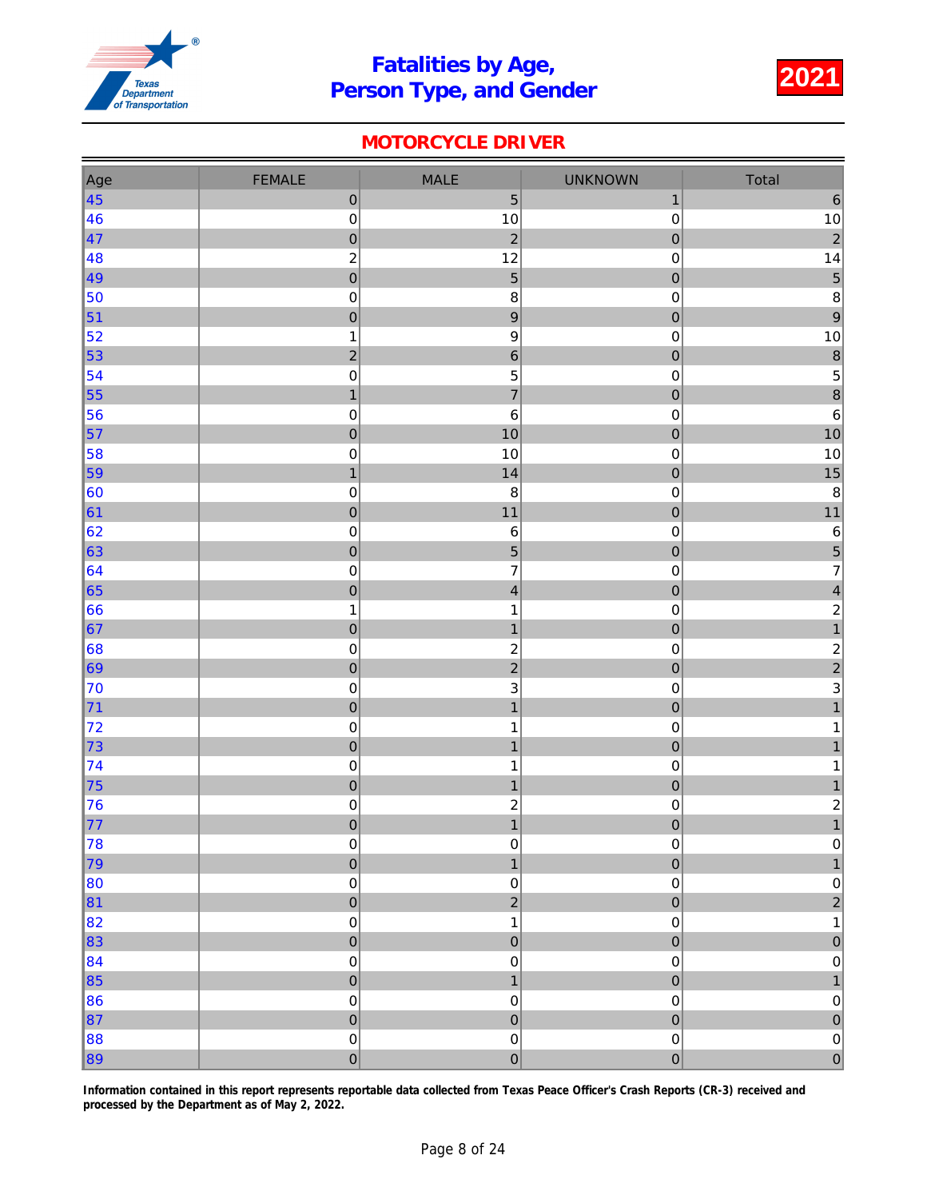# Fatalities by Age, Person Type, and Gender

# 2021

## MOTORCYCLE DRIVER

| Age | FEMALE | MALE | UNKNOWN | Total |
|---|---|---|---|---|
| 45 | 0 | 5 | 1 | 6 |
| 46 | 0 | 10 | 0 | 10 |
| 47 | 0 | 2 | 0 | 2 |
| 48 | 2 | 12 | 0 | 14 |
| 49 | 0 | 5 | 0 | 5 |
| 50 | 0 | 8 | 0 | 8 |
| 51 | 0 | 9 | 0 | 9 |
| 52 | 1 | 9 | 0 | 10 |
| 53 | 2 | 6 | 0 | 8 |
| 54 | 0 | 5 | 0 | 5 |
| 55 | 1 | 7 | 0 | 8 |
| 56 | 0 | 6 | 0 | 6 |
| 57 | 0 | 10 | 0 | 10 |
| 58 | 0 | 10 | 0 | 10 |
| 59 | 1 | 14 | 0 | 15 |
| 60 | 0 | 8 | 0 | 8 |
| 61 | 0 | 11 | 0 | 11 |
| 62 | 0 | 6 | 0 | 6 |
| 63 | 0 | 5 | 0 | 5 |
| 64 | 0 | 7 | 0 | 7 |
| 65 | 0 | 4 | 0 | 4 |
| 66 | 1 | 1 | 0 | 2 |
| 67 | 0 | 1 | 0 | 1 |
| 68 | 0 | 2 | 0 | 2 |
| 69 | 0 | 2 | 0 | 2 |
| 70 | 0 | 3 | 0 | 3 |
| 71 | 0 | 1 | 0 | 1 |
| 72 | 0 | 1 | 0 | 1 |
| 73 | 0 | 1 | 0 | 1 |
| 74 | 0 | 1 | 0 | 1 |
| 75 | 0 | 1 | 0 | 1 |
| 76 | 0 | 2 | 0 | 2 |
| 77 | 0 | 1 | 0 | 1 |
| 78 | 0 | 0 | 0 | 0 |
| 79 | 0 | 1 | 0 | 1 |
| 80 | 0 | 0 | 0 | 0 |
| 81 | 0 | 2 | 0 | 2 |
| 82 | 0 | 1 | 0 | 1 |
| 83 | 0 | 0 | 0 | 0 |
| 84 | 0 | 0 | 0 | 0 |
| 85 | 0 | 1 | 0 | 1 |
| 86 | 0 | 0 | 0 | 0 |
| 87 | 0 | 0 | 0 | 0 |
| 88 | 0 | 0 | 0 | 0 |
| 89 | 0 | 0 | 0 | 0 |

**Information contained in this report represents reportable data collected from Texas Peace Officer's Crash Reports (CR-3) received and processed by the Department as of May 2, 2022.**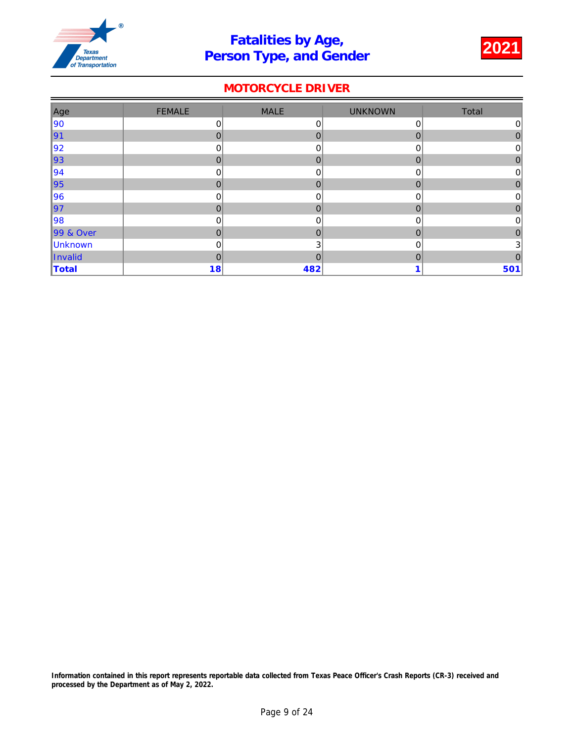# Fatalities by Age, Person Type, and Gender

**2021**

## MOTORCYCLE DRIVER

| Age | FEMALE | MALE | UNKNOWN | Total |
|---|---|---|---|---|
| 90 | 0 | 0 | 0 | 0 |
| 91 | 0 | 0 | 0 | 0 |
| 92 | 0 | 0 | 0 | 0 |
| 93 | 0 | 0 | 0 | 0 |
| 94 | 0 | 0 | 0 | 0 |
| 95 | 0 | 0 | 0 | 0 |
| 96 | 0 | 0 | 0 | 0 |
| 97 | 0 | 0 | 0 | 0 |
| 98 | 0 | 0 | 0 | 0 |
| 99 & Over | 0 | 0 | 0 | 0 |
| Unknown | 0 | 3 | 0 | 3 |
| Invalid | 0 | 0 | 0 | 0 |
| **Total** | **18** | **482** | **1** | **501** |

**Information contained in this report represents reportable data collected from Texas Peace Officer's Crash Reports (CR-3) received and processed by the Department as of May 2, 2022.**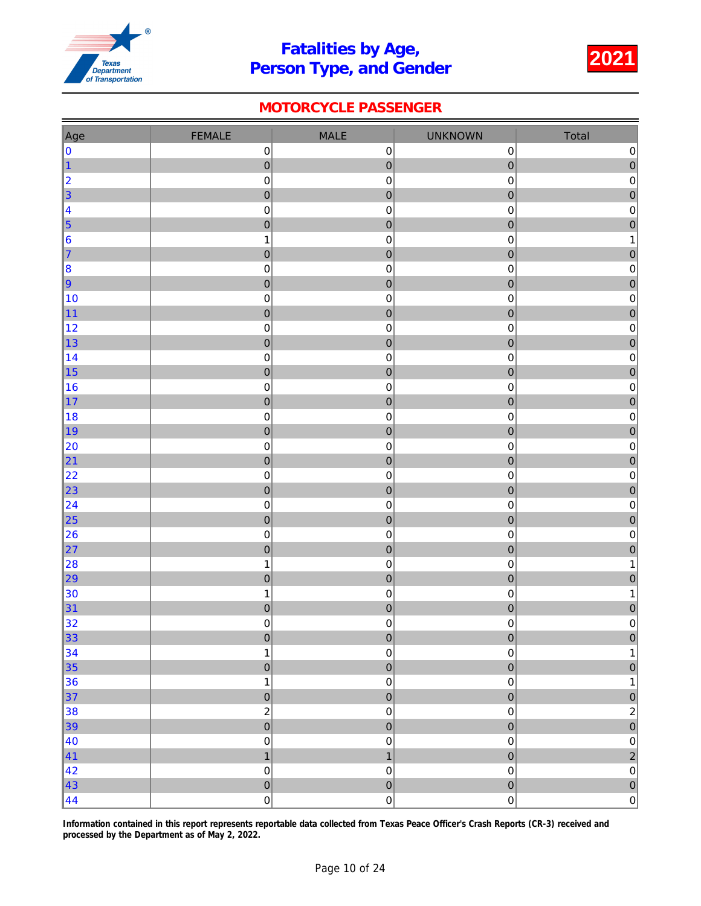# Fatalities by Age, Person Type, and Gender

**2021**

## MOTORCYCLE PASSENGER

| Age | FEMALE | MALE | UNKNOWN | Total |
|---|---|---|---|---|
| 0 | 0 | 0 | 0 | 0 |
| 1 | 0 | 0 | 0 | 0 |
| 2 | 0 | 0 | 0 | 0 |
| 3 | 0 | 0 | 0 | 0 |
| 4 | 0 | 0 | 0 | 0 |
| 5 | 0 | 0 | 0 | 0 |
| 6 | 1 | 0 | 0 | 1 |
| 7 | 0 | 0 | 0 | 0 |
| 8 | 0 | 0 | 0 | 0 |
| 9 | 0 | 0 | 0 | 0 |
| 10 | 0 | 0 | 0 | 0 |
| 11 | 0 | 0 | 0 | 0 |
| 12 | 0 | 0 | 0 | 0 |
| 13 | 0 | 0 | 0 | 0 |
| 14 | 0 | 0 | 0 | 0 |
| 15 | 0 | 0 | 0 | 0 |
| 16 | 0 | 0 | 0 | 0 |
| 17 | 0 | 0 | 0 | 0 |
| 18 | 0 | 0 | 0 | 0 |
| 19 | 0 | 0 | 0 | 0 |
| 20 | 0 | 0 | 0 | 0 |
| 21 | 0 | 0 | 0 | 0 |
| 22 | 0 | 0 | 0 | 0 |
| 23 | 0 | 0 | 0 | 0 |
| 24 | 0 | 0 | 0 | 0 |
| 25 | 0 | 0 | 0 | 0 |
| 26 | 0 | 0 | 0 | 0 |
| 27 | 0 | 0 | 0 | 0 |
| 28 | 1 | 0 | 0 | 1 |
| 29 | 0 | 0 | 0 | 0 |
| 30 | 1 | 0 | 0 | 1 |
| 31 | 0 | 0 | 0 | 0 |
| 32 | 0 | 0 | 0 | 0 |
| 33 | 0 | 0 | 0 | 0 |
| 34 | 1 | 0 | 0 | 1 |
| 35 | 0 | 0 | 0 | 0 |
| 36 | 1 | 0 | 0 | 1 |
| 37 | 0 | 0 | 0 | 0 |
| 38 | 2 | 0 | 0 | 2 |
| 39 | 0 | 0 | 0 | 0 |
| 40 | 0 | 0 | 0 | 0 |
| 41 | 1 | 1 | 0 | 2 |
| 42 | 0 | 0 | 0 | 0 |
| 43 | 0 | 0 | 0 | 0 |
| 44 | 0 | 0 | 0 | 0 |

**Information contained in this report represents reportable data collected from Texas Peace Officer's Crash Reports (CR-3) received and processed by the Department as of May 2, 2022.**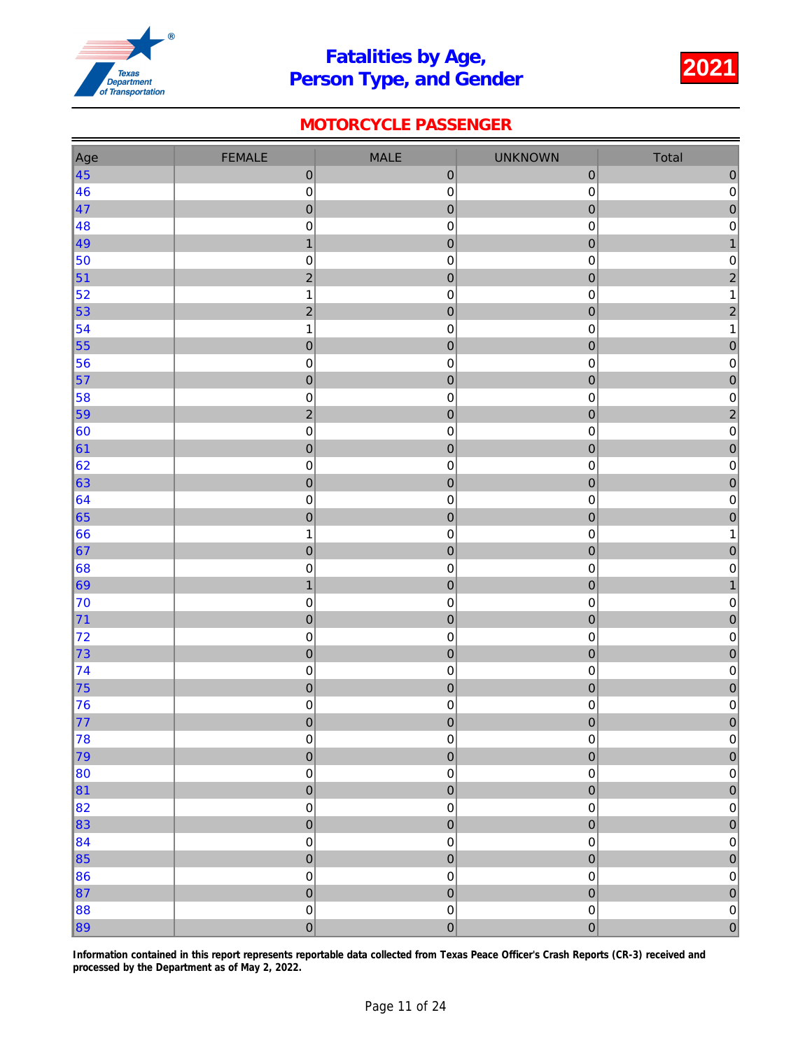# Fatalities by Age, Person Type, and Gender

**2021**

## MOTORCYCLE PASSENGER

| Age | FEMALE | MALE | UNKNOWN | Total |
|---|---|---|---|---|
| 45 | 0 | 0 | 0 | 0 |
| 46 | 0 | 0 | 0 | 0 |
| 47 | 0 | 0 | 0 | 0 |
| 48 | 0 | 0 | 0 | 0 |
| 49 | 1 | 0 | 0 | 1 |
| 50 | 0 | 0 | 0 | 0 |
| 51 | 2 | 0 | 0 | 2 |
| 52 | 1 | 0 | 0 | 1 |
| 53 | 2 | 0 | 0 | 2 |
| 54 | 1 | 0 | 0 | 1 |
| 55 | 0 | 0 | 0 | 0 |
| 56 | 0 | 0 | 0 | 0 |
| 57 | 0 | 0 | 0 | 0 |
| 58 | 0 | 0 | 0 | 0 |
| 59 | 2 | 0 | 0 | 2 |
| 60 | 0 | 0 | 0 | 0 |
| 61 | 0 | 0 | 0 | 0 |
| 62 | 0 | 0 | 0 | 0 |
| 63 | 0 | 0 | 0 | 0 |
| 64 | 0 | 0 | 0 | 0 |
| 65 | 0 | 0 | 0 | 0 |
| 66 | 1 | 0 | 0 | 1 |
| 67 | 0 | 0 | 0 | 0 |
| 68 | 0 | 0 | 0 | 0 |
| 69 | 1 | 0 | 0 | 1 |
| 70 | 0 | 0 | 0 | 0 |
| 71 | 0 | 0 | 0 | 0 |
| 72 | 0 | 0 | 0 | 0 |
| 73 | 0 | 0 | 0 | 0 |
| 74 | 0 | 0 | 0 | 0 |
| 75 | 0 | 0 | 0 | 0 |
| 76 | 0 | 0 | 0 | 0 |
| 77 | 0 | 0 | 0 | 0 |
| 78 | 0 | 0 | 0 | 0 |
| 79 | 0 | 0 | 0 | 0 |
| 80 | 0 | 0 | 0 | 0 |
| 81 | 0 | 0 | 0 | 0 |
| 82 | 0 | 0 | 0 | 0 |
| 83 | 0 | 0 | 0 | 0 |
| 84 | 0 | 0 | 0 | 0 |
| 85 | 0 | 0 | 0 | 0 |
| 86 | 0 | 0 | 0 | 0 |
| 87 | 0 | 0 | 0 | 0 |
| 88 | 0 | 0 | 0 | 0 |
| 89 | 0 | 0 | 0 | 0 |

**Information contained in this report represents reportable data collected from Texas Peace Officer's Crash Reports (CR-3) received and processed by the Department as of May 2, 2022.**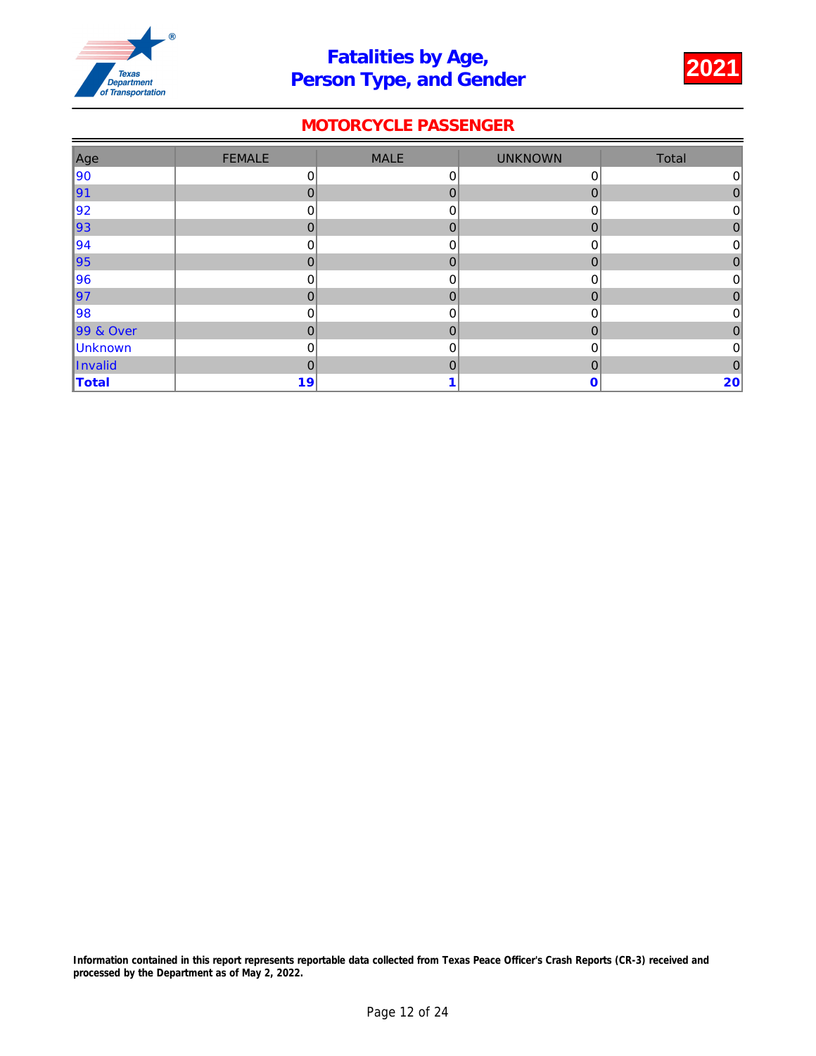# Fatalities by Age, Person Type, and Gender

**2021**

## MOTORCYCLE PASSENGER

| Age | FEMALE | MALE | UNKNOWN | Total |
|---|---|---|---|---|
| 90 | 0 | 0 | 0 | 0 |
| 91 | 0 | 0 | 0 | 0 |
| 92 | 0 | 0 | 0 | 0 |
| 93 | 0 | 0 | 0 | 0 |
| 94 | 0 | 0 | 0 | 0 |
| 95 | 0 | 0 | 0 | 0 |
| 96 | 0 | 0 | 0 | 0 |
| 97 | 0 | 0 | 0 | 0 |
| 98 | 0 | 0 | 0 | 0 |
| 99 & Over | 0 | 0 | 0 | 0 |
| Unknown | 0 | 0 | 0 | 0 |
| Invalid | 0 | 0 | 0 | 0 |
| **Total** | **19** | **1** | **0** | **20** |

**Information contained in this report represents reportable data collected from Texas Peace Officer's Crash Reports (CR-3) received and processed by the Department as of May 2, 2022.**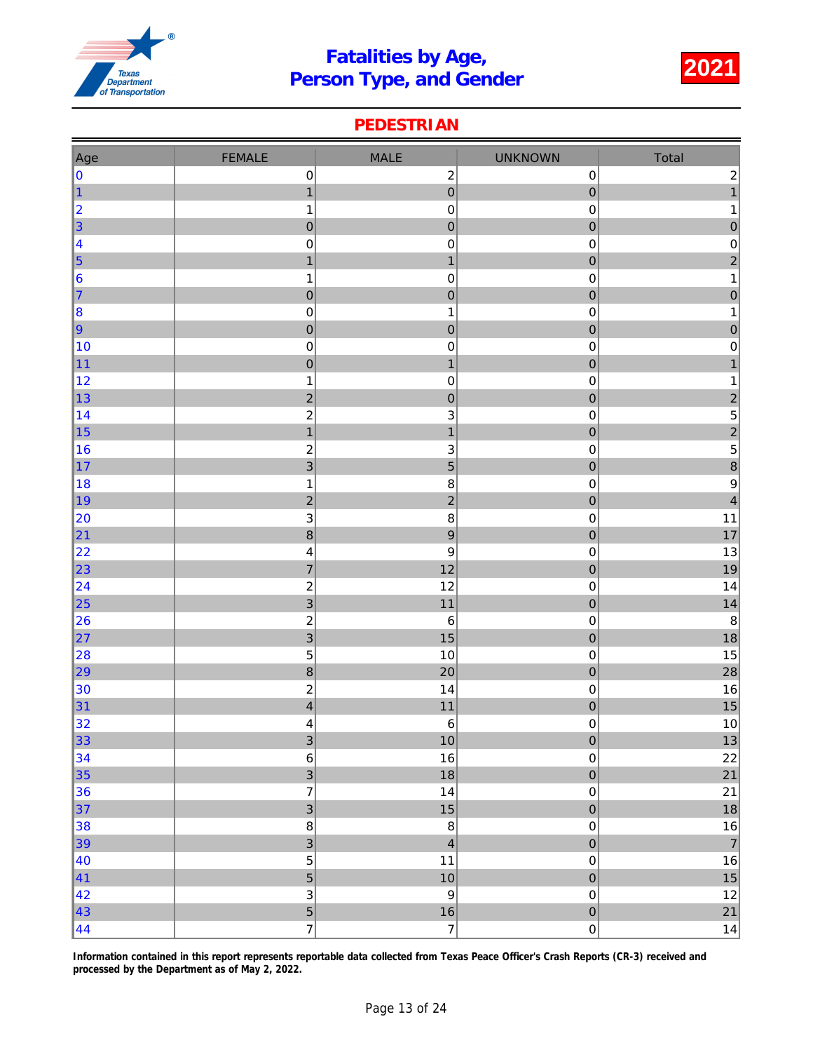# Fatalities by Age, Person Type, and Gender

**2021**

## PEDESTRIAN

| Age | FEMALE | MALE | UNKNOWN | Total |
|---|---|---|---|---|
| 0 | 0 | 2 | 0 | 2 |
| 1 | 1 | 0 | 0 | 1 |
| 2 | 1 | 0 | 0 | 1 |
| 3 | 0 | 0 | 0 | 0 |
| 4 | 0 | 0 | 0 | 0 |
| 5 | 1 | 1 | 0 | 2 |
| 6 | 1 | 0 | 0 | 1 |
| 7 | 0 | 0 | 0 | 0 |
| 8 | 0 | 1 | 0 | 1 |
| 9 | 0 | 0 | 0 | 0 |
| 10 | 0 | 0 | 0 | 0 |
| 11 | 0 | 1 | 0 | 1 |
| 12 | 1 | 0 | 0 | 1 |
| 13 | 2 | 0 | 0 | 2 |
| 14 | 2 | 3 | 0 | 5 |
| 15 | 1 | 1 | 0 | 2 |
| 16 | 2 | 3 | 0 | 5 |
| 17 | 3 | 5 | 0 | 8 |
| 18 | 1 | 8 | 0 | 9 |
| 19 | 2 | 2 | 0 | 4 |
| 20 | 3 | 8 | 0 | 11 |
| 21 | 8 | 9 | 0 | 17 |
| 22 | 4 | 9 | 0 | 13 |
| 23 | 7 | 12 | 0 | 19 |
| 24 | 2 | 12 | 0 | 14 |
| 25 | 3 | 11 | 0 | 14 |
| 26 | 2 | 6 | 0 | 8 |
| 27 | 3 | 15 | 0 | 18 |
| 28 | 5 | 10 | 0 | 15 |
| 29 | 8 | 20 | 0 | 28 |
| 30 | 2 | 14 | 0 | 16 |
| 31 | 4 | 11 | 0 | 15 |
| 32 | 4 | 6 | 0 | 10 |
| 33 | 3 | 10 | 0 | 13 |
| 34 | 6 | 16 | 0 | 22 |
| 35 | 3 | 18 | 0 | 21 |
| 36 | 7 | 14 | 0 | 21 |
| 37 | 3 | 15 | 0 | 18 |
| 38 | 8 | 8 | 0 | 16 |
| 39 | 3 | 4 | 0 | 7 |
| 40 | 5 | 11 | 0 | 16 |
| 41 | 5 | 10 | 0 | 15 |
| 42 | 3 | 9 | 0 | 12 |
| 43 | 5 | 16 | 0 | 21 |
| 44 | 7 | 7 | 0 | 14 |

**Information contained in this report represents reportable data collected from Texas Peace Officer's Crash Reports (CR-3) received and processed by the Department as of May 2, 2022.**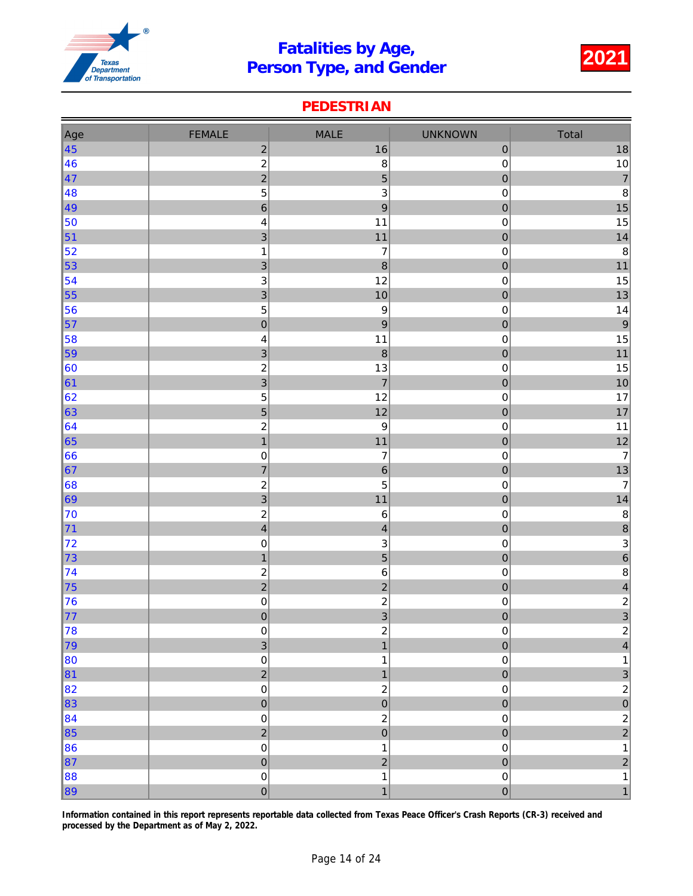# Fatalities by Age, Person Type, and Gender

2021

## PEDESTRIAN

| Age | FEMALE | MALE | UNKNOWN | Total |
|---|---|---|---|---|
| 45 | 2 | 16 | 0 | 18 |
| 46 | 2 | 8 | 0 | 10 |
| 47 | 2 | 5 | 0 | 7 |
| 48 | 5 | 3 | 0 | 8 |
| 49 | 6 | 9 | 0 | 15 |
| 50 | 4 | 11 | 0 | 15 |
| 51 | 3 | 11 | 0 | 14 |
| 52 | 1 | 7 | 0 | 8 |
| 53 | 3 | 8 | 0 | 11 |
| 54 | 3 | 12 | 0 | 15 |
| 55 | 3 | 10 | 0 | 13 |
| 56 | 5 | 9 | 0 | 14 |
| 57 | 0 | 9 | 0 | 9 |
| 58 | 4 | 11 | 0 | 15 |
| 59 | 3 | 8 | 0 | 11 |
| 60 | 2 | 13 | 0 | 15 |
| 61 | 3 | 7 | 0 | 10 |
| 62 | 5 | 12 | 0 | 17 |
| 63 | 5 | 12 | 0 | 17 |
| 64 | 2 | 9 | 0 | 11 |
| 65 | 1 | 11 | 0 | 12 |
| 66 | 0 | 7 | 0 | 7 |
| 67 | 7 | 6 | 0 | 13 |
| 68 | 2 | 5 | 0 | 7 |
| 69 | 3 | 11 | 0 | 14 |
| 70 | 2 | 6 | 0 | 8 |
| 71 | 4 | 4 | 0 | 8 |
| 72 | 0 | 3 | 0 | 3 |
| 73 | 1 | 5 | 0 | 6 |
| 74 | 2 | 6 | 0 | 8 |
| 75 | 2 | 2 | 0 | 4 |
| 76 | 0 | 2 | 0 | 2 |
| 77 | 0 | 3 | 0 | 3 |
| 78 | 0 | 2 | 0 | 2 |
| 79 | 3 | 1 | 0 | 4 |
| 80 | 0 | 1 | 0 | 1 |
| 81 | 2 | 1 | 0 | 3 |
| 82 | 0 | 2 | 0 | 2 |
| 83 | 0 | 0 | 0 | 0 |
| 84 | 0 | 2 | 0 | 2 |
| 85 | 2 | 0 | 0 | 2 |
| 86 | 0 | 1 | 0 | 1 |
| 87 | 0 | 2 | 0 | 2 |
| 88 | 0 | 1 | 0 | 1 |
| 89 | 0 | 1 | 0 | 1 |

**Information contained in this report represents reportable data collected from Texas Peace Officer's Crash Reports (CR-3) received and processed by the Department as of May 2, 2022.**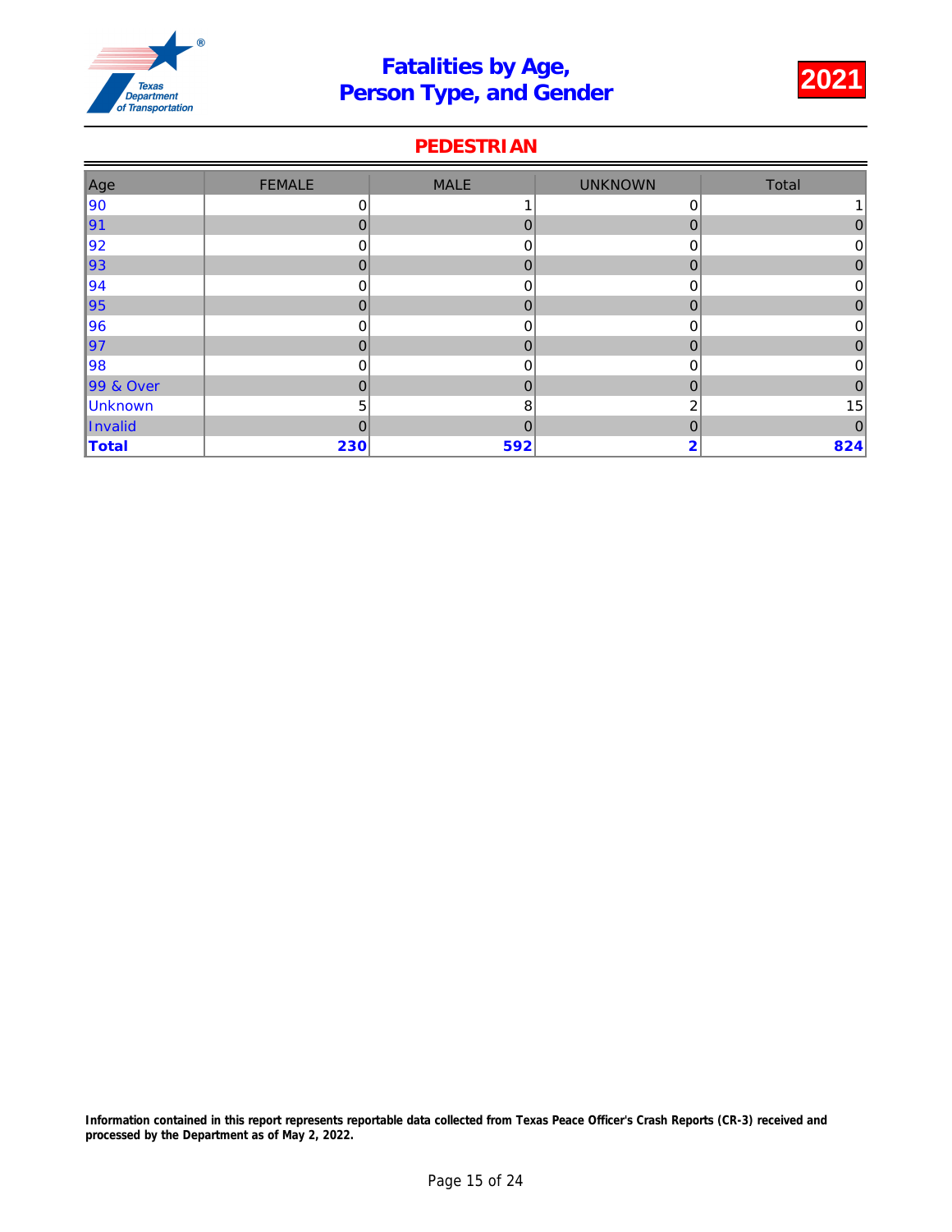# Fatalities by Age, Person Type, and Gender

**2021**

## PEDESTRIAN

| Age | FEMALE | MALE | UNKNOWN | Total |
|---|---|---|---|---|
| 90 | 0 | 1 | 0 | 1 |
| 91 | 0 | 0 | 0 | 0 |
| 92 | 0 | 0 | 0 | 0 |
| 93 | 0 | 0 | 0 | 0 |
| 94 | 0 | 0 | 0 | 0 |
| 95 | 0 | 0 | 0 | 0 |
| 96 | 0 | 0 | 0 | 0 |
| 97 | 0 | 0 | 0 | 0 |
| 98 | 0 | 0 | 0 | 0 |
| 99 & Over | 0 | 0 | 0 | 0 |
| Unknown | 5 | 8 | 2 | 15 |
| Invalid | 0 | 0 | 0 | 0 |
| **Total** | **230** | **592** | **2** | **824** |

**Information contained in this report represents reportable data collected from Texas Peace Officer's Crash Reports (CR-3) received and processed by the Department as of May 2, 2022.**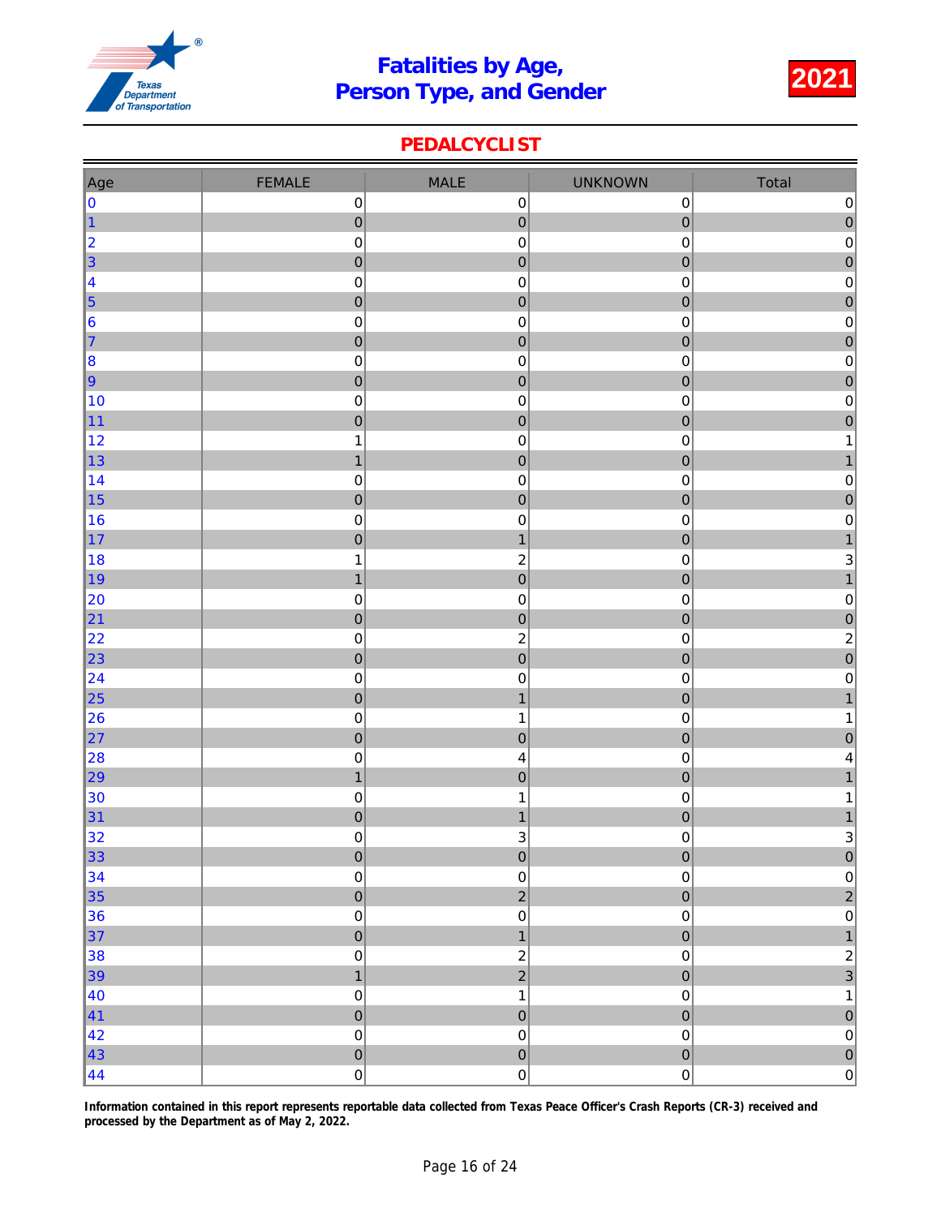# Fatalities by Age, Person Type, and Gender

**2021**

## PEDALCYCLIST

| Age | FEMALE | MALE | UNKNOWN | Total |
|---|---|---|---|---|
| 0 | 0 | 0 | 0 | 0 |
| 1 | 0 | 0 | 0 | 0 |
| 2 | 0 | 0 | 0 | 0 |
| 3 | 0 | 0 | 0 | 0 |
| 4 | 0 | 0 | 0 | 0 |
| 5 | 0 | 0 | 0 | 0 |
| 6 | 0 | 0 | 0 | 0 |
| 7 | 0 | 0 | 0 | 0 |
| 8 | 0 | 0 | 0 | 0 |
| 9 | 0 | 0 | 0 | 0 |
| 10 | 0 | 0 | 0 | 0 |
| 11 | 0 | 0 | 0 | 0 |
| 12 | 1 | 0 | 0 | 1 |
| 13 | 1 | 0 | 0 | 1 |
| 14 | 0 | 0 | 0 | 0 |
| 15 | 0 | 0 | 0 | 0 |
| 16 | 0 | 0 | 0 | 0 |
| 17 | 0 | 1 | 0 | 1 |
| 18 | 1 | 2 | 0 | 3 |
| 19 | 1 | 0 | 0 | 1 |
| 20 | 0 | 0 | 0 | 0 |
| 21 | 0 | 0 | 0 | 0 |
| 22 | 0 | 2 | 0 | 2 |
| 23 | 0 | 0 | 0 | 0 |
| 24 | 0 | 0 | 0 | 0 |
| 25 | 0 | 1 | 0 | 1 |
| 26 | 0 | 1 | 0 | 1 |
| 27 | 0 | 0 | 0 | 0 |
| 28 | 0 | 4 | 0 | 4 |
| 29 | 1 | 0 | 0 | 1 |
| 30 | 0 | 1 | 0 | 1 |
| 31 | 0 | 1 | 0 | 1 |
| 32 | 0 | 3 | 0 | 3 |
| 33 | 0 | 0 | 0 | 0 |
| 34 | 0 | 0 | 0 | 0 |
| 35 | 0 | 2 | 0 | 2 |
| 36 | 0 | 0 | 0 | 0 |
| 37 | 0 | 1 | 0 | 1 |
| 38 | 0 | 2 | 0 | 2 |
| 39 | 1 | 2 | 0 | 3 |
| 40 | 0 | 1 | 0 | 1 |
| 41 | 0 | 0 | 0 | 0 |
| 42 | 0 | 0 | 0 | 0 |
| 43 | 0 | 0 | 0 | 0 |
| 44 | 0 | 0 | 0 | 0 |

**Information contained in this report represents reportable data collected from Texas Peace Officer's Crash Reports (CR-3) received and processed by the Department as of May 2, 2022.**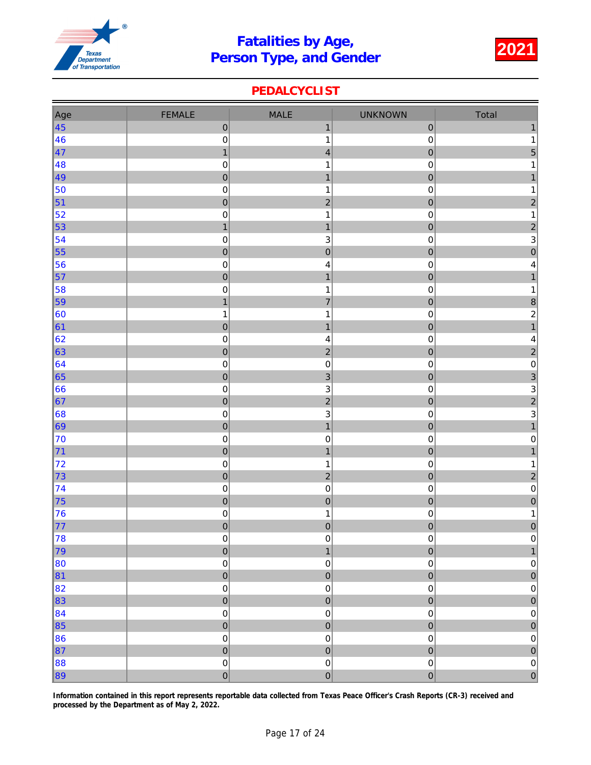# Fatalities by Age, Person Type, and Gender

2021

## PEDALCYCLIST

| Age | FEMALE | MALE | UNKNOWN | Total |
|---|---|---|---|---|
| 45 | 0 | 1 | 0 | 1 |
| 46 | 0 | 1 | 0 | 1 |
| 47 | 1 | 4 | 0 | 5 |
| 48 | 0 | 1 | 0 | 1 |
| 49 | 0 | 1 | 0 | 1 |
| 50 | 0 | 1 | 0 | 1 |
| 51 | 0 | 2 | 0 | 2 |
| 52 | 0 | 1 | 0 | 1 |
| 53 | 1 | 1 | 0 | 2 |
| 54 | 0 | 3 | 0 | 3 |
| 55 | 0 | 0 | 0 | 0 |
| 56 | 0 | 4 | 0 | 4 |
| 57 | 0 | 1 | 0 | 1 |
| 58 | 0 | 1 | 0 | 1 |
| 59 | 1 | 7 | 0 | 8 |
| 60 | 1 | 1 | 0 | 2 |
| 61 | 0 | 1 | 0 | 1 |
| 62 | 0 | 4 | 0 | 4 |
| 63 | 0 | 2 | 0 | 2 |
| 64 | 0 | 0 | 0 | 0 |
| 65 | 0 | 3 | 0 | 3 |
| 66 | 0 | 3 | 0 | 3 |
| 67 | 0 | 2 | 0 | 2 |
| 68 | 0 | 3 | 0 | 3 |
| 69 | 0 | 1 | 0 | 1 |
| 70 | 0 | 0 | 0 | 0 |
| 71 | 0 | 1 | 0 | 1 |
| 72 | 0 | 1 | 0 | 1 |
| 73 | 0 | 2 | 0 | 2 |
| 74 | 0 | 0 | 0 | 0 |
| 75 | 0 | 0 | 0 | 0 |
| 76 | 0 | 1 | 0 | 1 |
| 77 | 0 | 0 | 0 | 0 |
| 78 | 0 | 0 | 0 | 0 |
| 79 | 0 | 1 | 0 | 1 |
| 80 | 0 | 0 | 0 | 0 |
| 81 | 0 | 0 | 0 | 0 |
| 82 | 0 | 0 | 0 | 0 |
| 83 | 0 | 0 | 0 | 0 |
| 84 | 0 | 0 | 0 | 0 |
| 85 | 0 | 0 | 0 | 0 |
| 86 | 0 | 0 | 0 | 0 |
| 87 | 0 | 0 | 0 | 0 |
| 88 | 0 | 0 | 0 | 0 |
| 89 | 0 | 0 | 0 | 0 |

**Information contained in this report represents reportable data collected from Texas Peace Officer's Crash Reports (CR-3) received and processed by the Department as of May 2, 2022.**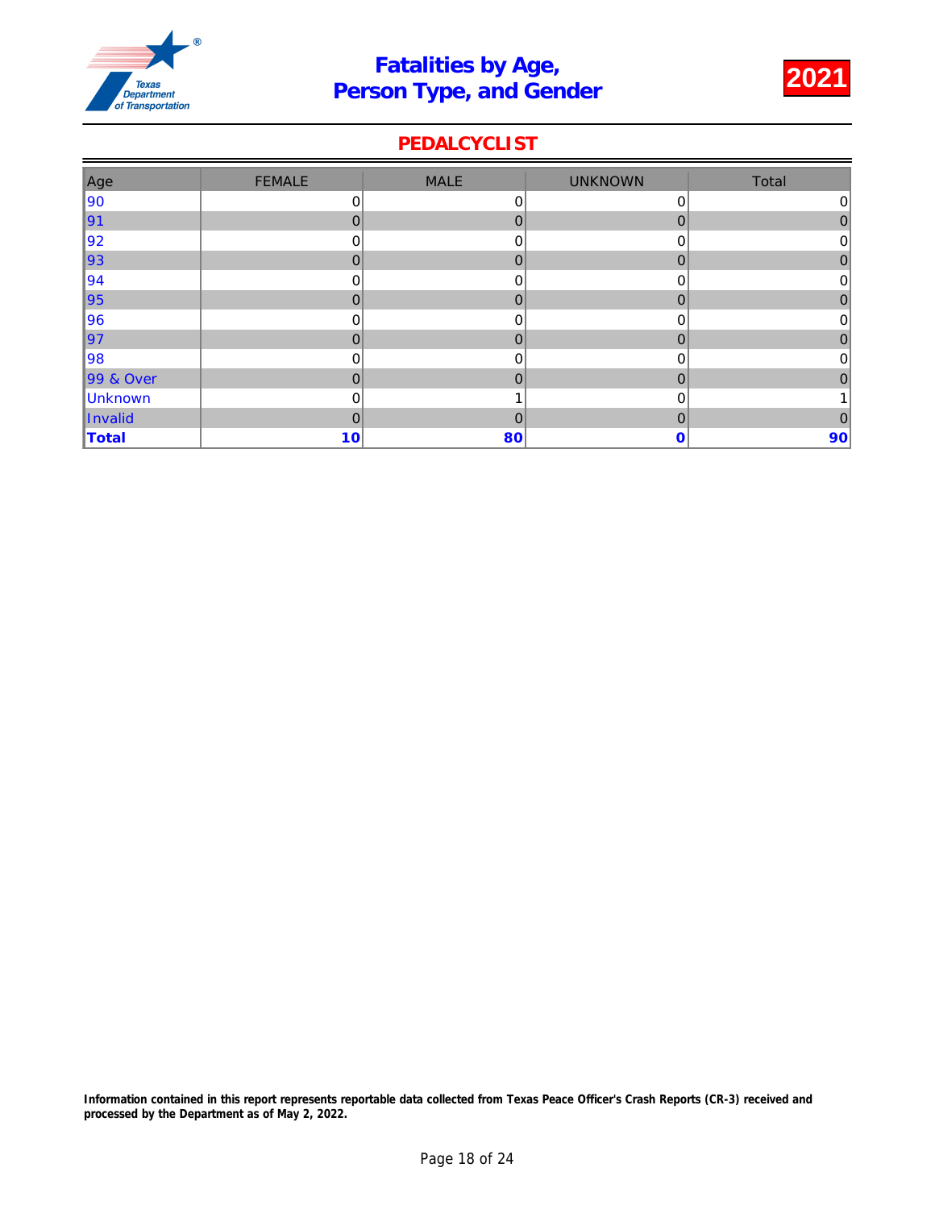# Fatalities by Age, Person Type, and Gender

**2021**

## PEDALCYCLIST

| Age | FEMALE | MALE | UNKNOWN | Total |
|---|---|---|---|---|
| 90 | 0 | 0 | 0 | 0 |
| 91 | 0 | 0 | 0 | 0 |
| 92 | 0 | 0 | 0 | 0 |
| 93 | 0 | 0 | 0 | 0 |
| 94 | 0 | 0 | 0 | 0 |
| 95 | 0 | 0 | 0 | 0 |
| 96 | 0 | 0 | 0 | 0 |
| 97 | 0 | 0 | 0 | 0 |
| 98 | 0 | 0 | 0 | 0 |
| 99 & Over | 0 | 0 | 0 | 0 |
| Unknown | 0 | 1 | 0 | 1 |
| Invalid | 0 | 0 | 0 | 0 |
| **Total** | **10** | **80** | **0** | **90** |

**Information contained in this report represents reportable data collected from Texas Peace Officer's Crash Reports (CR-3) received and processed by the Department as of May 2, 2022.**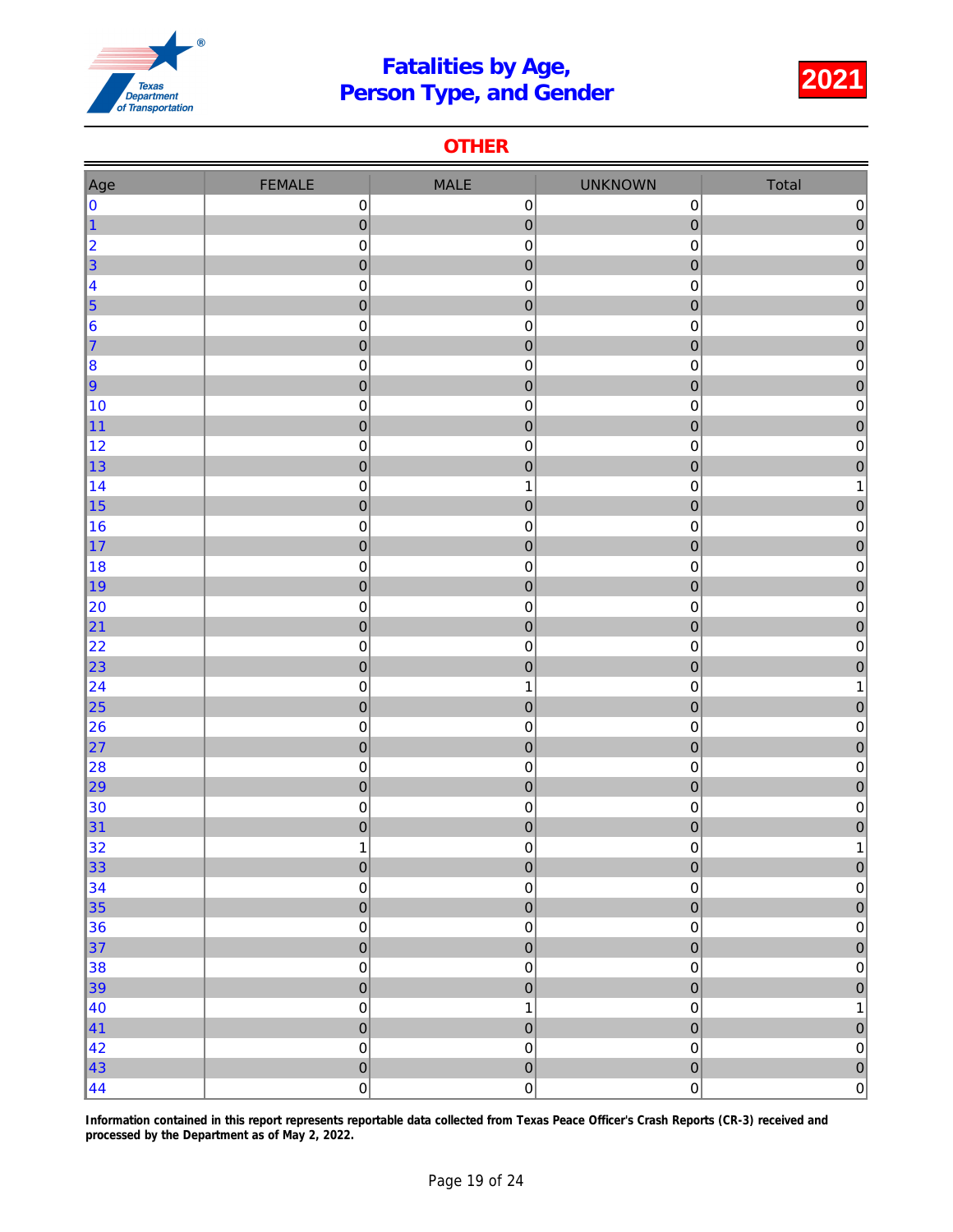# Fatalities by Age, Person Type, and Gender

**2021**

## OTHER

| Age | FEMALE | MALE | UNKNOWN | Total |
|---|---|---|---|---|
| 0 | 0 | 0 | 0 | 0 |
| 1 | 0 | 0 | 0 | 0 |
| 2 | 0 | 0 | 0 | 0 |
| 3 | 0 | 0 | 0 | 0 |
| 4 | 0 | 0 | 0 | 0 |
| 5 | 0 | 0 | 0 | 0 |
| 6 | 0 | 0 | 0 | 0 |
| 7 | 0 | 0 | 0 | 0 |
| 8 | 0 | 0 | 0 | 0 |
| 9 | 0 | 0 | 0 | 0 |
| 10 | 0 | 0 | 0 | 0 |
| 11 | 0 | 0 | 0 | 0 |
| 12 | 0 | 0 | 0 | 0 |
| 13 | 0 | 0 | 0 | 0 |
| 14 | 0 | 1 | 0 | 1 |
| 15 | 0 | 0 | 0 | 0 |
| 16 | 0 | 0 | 0 | 0 |
| 17 | 0 | 0 | 0 | 0 |
| 18 | 0 | 0 | 0 | 0 |
| 19 | 0 | 0 | 0 | 0 |
| 20 | 0 | 0 | 0 | 0 |
| 21 | 0 | 0 | 0 | 0 |
| 22 | 0 | 0 | 0 | 0 |
| 23 | 0 | 0 | 0 | 0 |
| 24 | 0 | 1 | 0 | 1 |
| 25 | 0 | 0 | 0 | 0 |
| 26 | 0 | 0 | 0 | 0 |
| 27 | 0 | 0 | 0 | 0 |
| 28 | 0 | 0 | 0 | 0 |
| 29 | 0 | 0 | 0 | 0 |
| 30 | 0 | 0 | 0 | 0 |
| 31 | 0 | 0 | 0 | 0 |
| 32 | 1 | 0 | 0 | 1 |
| 33 | 0 | 0 | 0 | 0 |
| 34 | 0 | 0 | 0 | 0 |
| 35 | 0 | 0 | 0 | 0 |
| 36 | 0 | 0 | 0 | 0 |
| 37 | 0 | 0 | 0 | 0 |
| 38 | 0 | 0 | 0 | 0 |
| 39 | 0 | 0 | 0 | 0 |
| 40 | 0 | 1 | 0 | 1 |
| 41 | 0 | 0 | 0 | 0 |
| 42 | 0 | 0 | 0 | 0 |
| 43 | 0 | 0 | 0 | 0 |
| 44 | 0 | 0 | 0 | 0 |

**Information contained in this report represents reportable data collected from Texas Peace Officer's Crash Reports (CR-3) received and processed by the Department as of May 2, 2022.**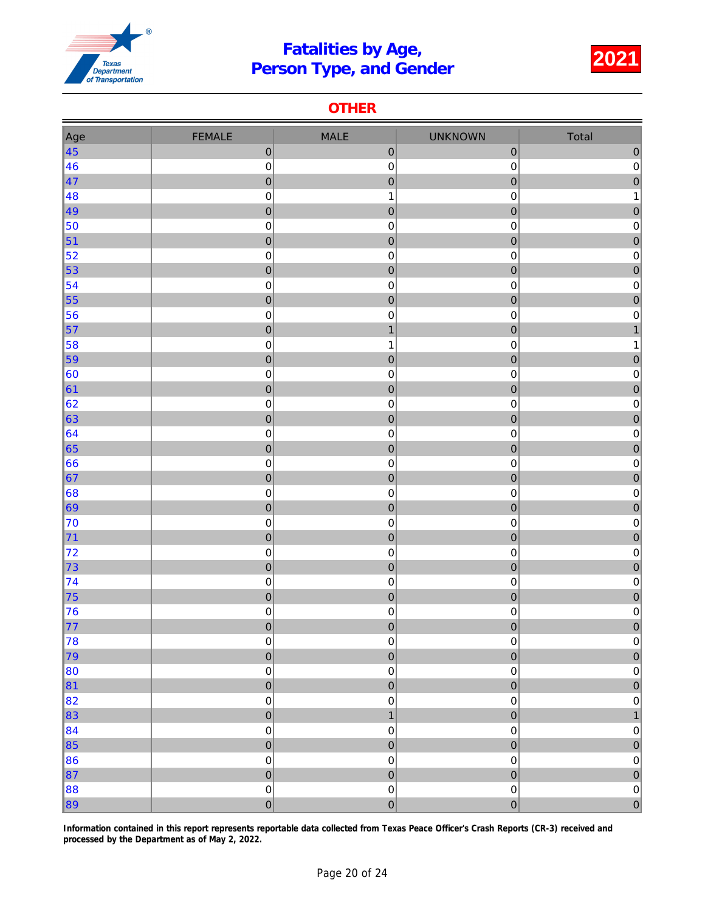# Fatalities by Age, Person Type, and Gender

**2021**

## OTHER

| Age | FEMALE | MALE | UNKNOWN | Total |
|---|---|---|---|---|
| 45 | 0 | 0 | 0 | 0 |
| 46 | 0 | 0 | 0 | 0 |
| 47 | 0 | 0 | 0 | 0 |
| 48 | 0 | 1 | 0 | 1 |
| 49 | 0 | 0 | 0 | 0 |
| 50 | 0 | 0 | 0 | 0 |
| 51 | 0 | 0 | 0 | 0 |
| 52 | 0 | 0 | 0 | 0 |
| 53 | 0 | 0 | 0 | 0 |
| 54 | 0 | 0 | 0 | 0 |
| 55 | 0 | 0 | 0 | 0 |
| 56 | 0 | 0 | 0 | 0 |
| 57 | 0 | 1 | 0 | 1 |
| 58 | 0 | 1 | 0 | 1 |
| 59 | 0 | 0 | 0 | 0 |
| 60 | 0 | 0 | 0 | 0 |
| 61 | 0 | 0 | 0 | 0 |
| 62 | 0 | 0 | 0 | 0 |
| 63 | 0 | 0 | 0 | 0 |
| 64 | 0 | 0 | 0 | 0 |
| 65 | 0 | 0 | 0 | 0 |
| 66 | 0 | 0 | 0 | 0 |
| 67 | 0 | 0 | 0 | 0 |
| 68 | 0 | 0 | 0 | 0 |
| 69 | 0 | 0 | 0 | 0 |
| 70 | 0 | 0 | 0 | 0 |
| 71 | 0 | 0 | 0 | 0 |
| 72 | 0 | 0 | 0 | 0 |
| 73 | 0 | 0 | 0 | 0 |
| 74 | 0 | 0 | 0 | 0 |
| 75 | 0 | 0 | 0 | 0 |
| 76 | 0 | 0 | 0 | 0 |
| 77 | 0 | 0 | 0 | 0 |
| 78 | 0 | 0 | 0 | 0 |
| 79 | 0 | 0 | 0 | 0 |
| 80 | 0 | 0 | 0 | 0 |
| 81 | 0 | 0 | 0 | 0 |
| 82 | 0 | 0 | 0 | 0 |
| 83 | 0 | 1 | 0 | 1 |
| 84 | 0 | 0 | 0 | 0 |
| 85 | 0 | 0 | 0 | 0 |
| 86 | 0 | 0 | 0 | 0 |
| 87 | 0 | 0 | 0 | 0 |
| 88 | 0 | 0 | 0 | 0 |
| 89 | 0 | 0 | 0 | 0 |

**Information contained in this report represents reportable data collected from Texas Peace Officer's Crash Reports (CR-3) received and processed by the Department as of May 2, 2022.**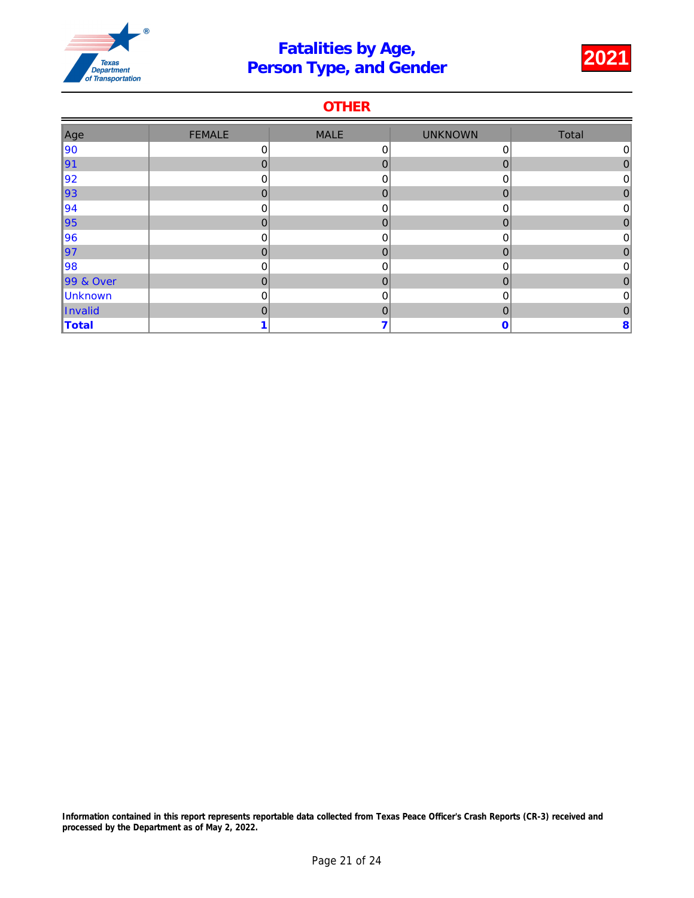# Fatalities by Age, Person Type, and Gender

**2021**

## OTHER

| Age | FEMALE | MALE | UNKNOWN | Total |
|---|---|---|---|---|
| 90 | 0 | 0 | 0 | 0 |
| 91 | 0 | 0 | 0 | 0 |
| 92 | 0 | 0 | 0 | 0 |
| 93 | 0 | 0 | 0 | 0 |
| 94 | 0 | 0 | 0 | 0 |
| 95 | 0 | 0 | 0 | 0 |
| 96 | 0 | 0 | 0 | 0 |
| 97 | 0 | 0 | 0 | 0 |
| 98 | 0 | 0 | 0 | 0 |
| 99 & Over | 0 | 0 | 0 | 0 |
| Unknown | 0 | 0 | 0 | 0 |
| Invalid | 0 | 0 | 0 | 0 |
| **Total** | **1** | **7** | **0** | **8** |

**Information contained in this report represents reportable data collected from Texas Peace Officer's Crash Reports (CR-3) received and processed by the Department as of May 2, 2022.**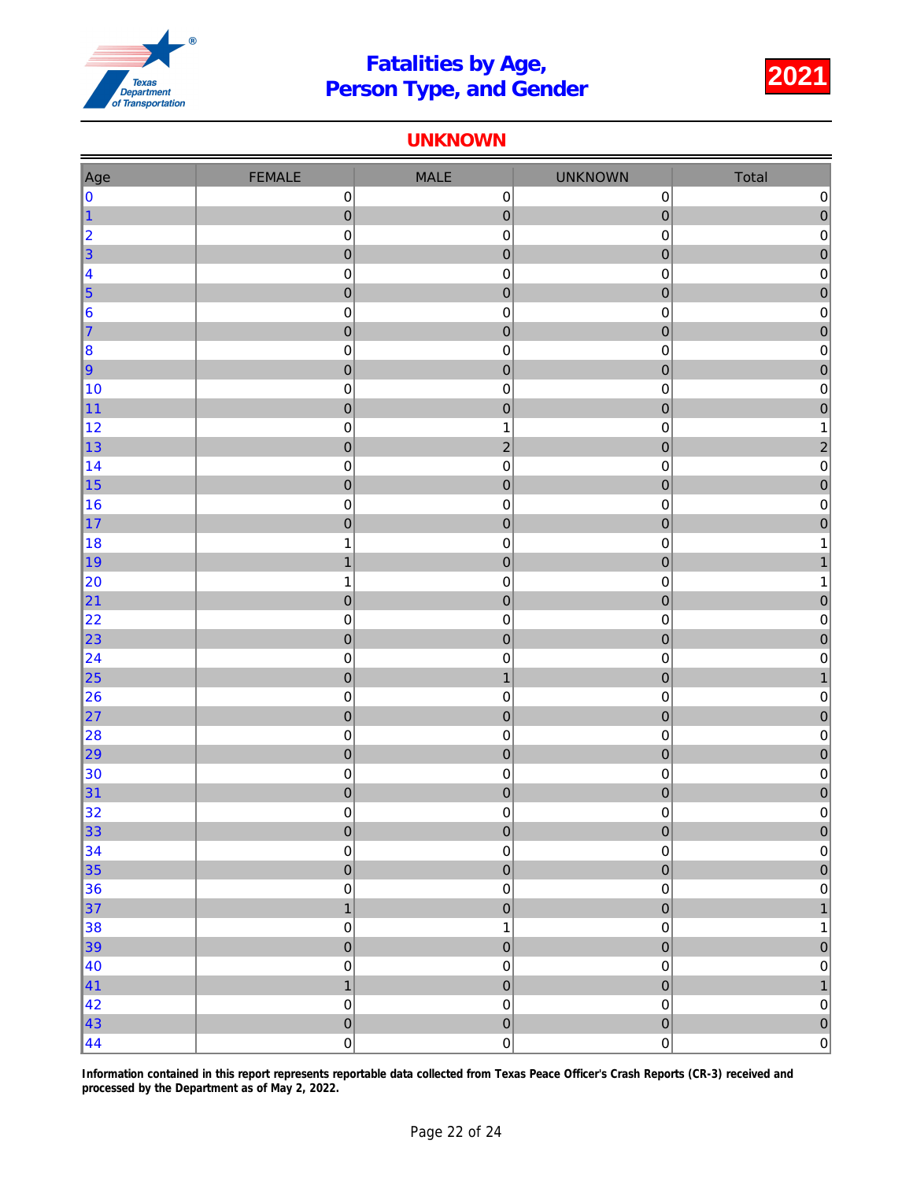# Fatalities by Age, Person Type, and Gender

**2021**

## UNKNOWN

| Age | FEMALE | MALE | UNKNOWN | Total |
|---|---|---|---|---|
| 0 | 0 | 0 | 0 | 0 |
| 1 | 0 | 0 | 0 | 0 |
| 2 | 0 | 0 | 0 | 0 |
| 3 | 0 | 0 | 0 | 0 |
| 4 | 0 | 0 | 0 | 0 |
| 5 | 0 | 0 | 0 | 0 |
| 6 | 0 | 0 | 0 | 0 |
| 7 | 0 | 0 | 0 | 0 |
| 8 | 0 | 0 | 0 | 0 |
| 9 | 0 | 0 | 0 | 0 |
| 10 | 0 | 0 | 0 | 0 |
| 11 | 0 | 0 | 0 | 0 |
| 12 | 0 | 1 | 0 | 1 |
| 13 | 0 | 2 | 0 | 2 |
| 14 | 0 | 0 | 0 | 0 |
| 15 | 0 | 0 | 0 | 0 |
| 16 | 0 | 0 | 0 | 0 |
| 17 | 0 | 0 | 0 | 0 |
| 18 | 1 | 0 | 0 | 1 |
| 19 | 1 | 0 | 0 | 1 |
| 20 | 1 | 0 | 0 | 1 |
| 21 | 0 | 0 | 0 | 0 |
| 22 | 0 | 0 | 0 | 0 |
| 23 | 0 | 0 | 0 | 0 |
| 24 | 0 | 0 | 0 | 0 |
| 25 | 0 | 1 | 0 | 1 |
| 26 | 0 | 0 | 0 | 0 |
| 27 | 0 | 0 | 0 | 0 |
| 28 | 0 | 0 | 0 | 0 |
| 29 | 0 | 0 | 0 | 0 |
| 30 | 0 | 0 | 0 | 0 |
| 31 | 0 | 0 | 0 | 0 |
| 32 | 0 | 0 | 0 | 0 |
| 33 | 0 | 0 | 0 | 0 |
| 34 | 0 | 0 | 0 | 0 |
| 35 | 0 | 0 | 0 | 0 |
| 36 | 0 | 0 | 0 | 0 |
| 37 | 1 | 0 | 0 | 1 |
| 38 | 0 | 1 | 0 | 1 |
| 39 | 0 | 0 | 0 | 0 |
| 40 | 0 | 0 | 0 | 0 |
| 41 | 1 | 0 | 0 | 1 |
| 42 | 0 | 0 | 0 | 0 |
| 43 | 0 | 0 | 0 | 0 |
| 44 | 0 | 0 | 0 | 0 |

**Information contained in this report represents reportable data collected from Texas Peace Officer's Crash Reports (CR-3) received and processed by the Department as of May 2, 2022.**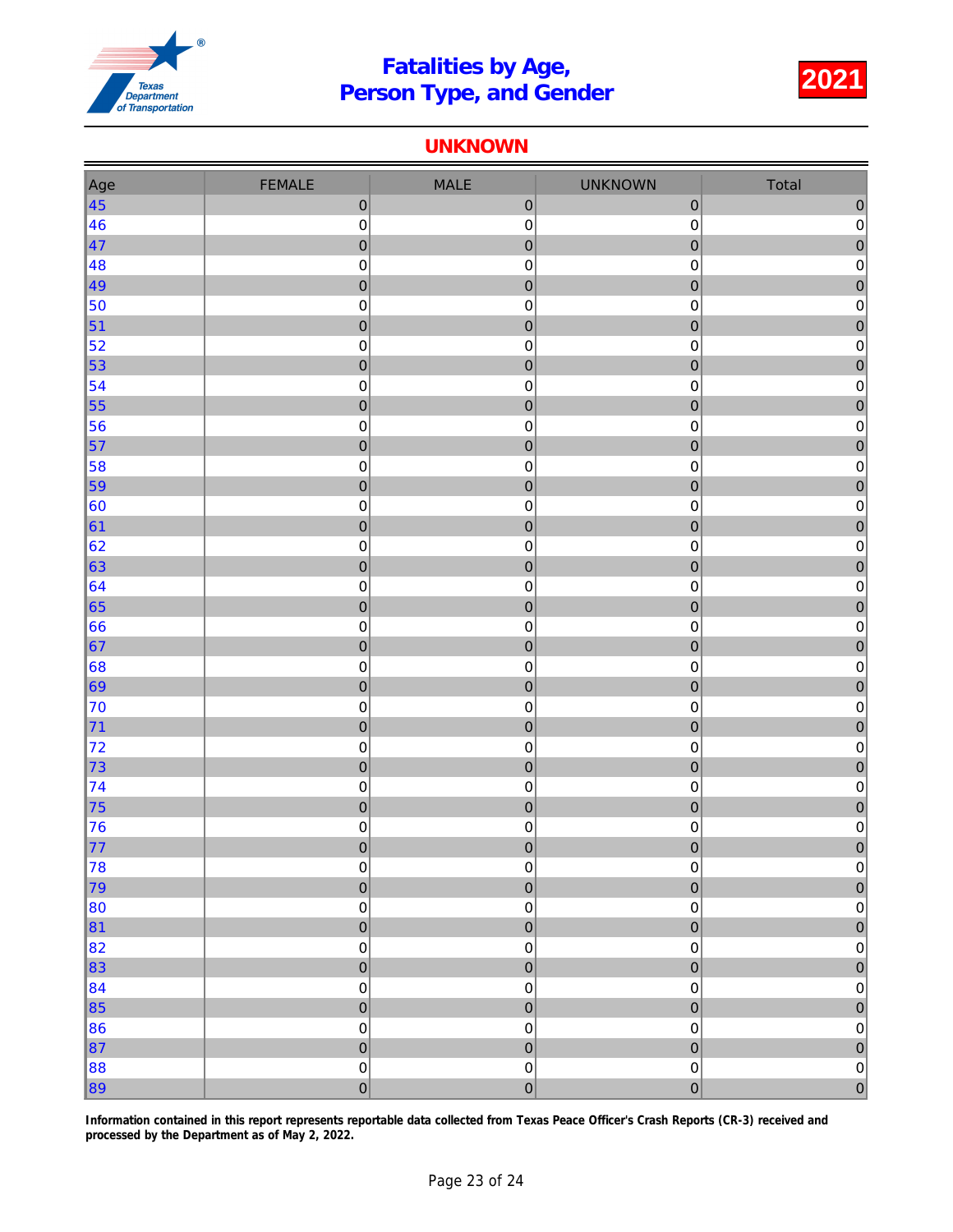# Fatalities by Age, Person Type, and Gender

**2021**

## UNKNOWN

| Age | FEMALE | MALE | UNKNOWN | Total |
|---|---|---|---|---|
| 45 | 0 | 0 | 0 | 0 |
| 46 | 0 | 0 | 0 | 0 |
| 47 | 0 | 0 | 0 | 0 |
| 48 | 0 | 0 | 0 | 0 |
| 49 | 0 | 0 | 0 | 0 |
| 50 | 0 | 0 | 0 | 0 |
| 51 | 0 | 0 | 0 | 0 |
| 52 | 0 | 0 | 0 | 0 |
| 53 | 0 | 0 | 0 | 0 |
| 54 | 0 | 0 | 0 | 0 |
| 55 | 0 | 0 | 0 | 0 |
| 56 | 0 | 0 | 0 | 0 |
| 57 | 0 | 0 | 0 | 0 |
| 58 | 0 | 0 | 0 | 0 |
| 59 | 0 | 0 | 0 | 0 |
| 60 | 0 | 0 | 0 | 0 |
| 61 | 0 | 0 | 0 | 0 |
| 62 | 0 | 0 | 0 | 0 |
| 63 | 0 | 0 | 0 | 0 |
| 64 | 0 | 0 | 0 | 0 |
| 65 | 0 | 0 | 0 | 0 |
| 66 | 0 | 0 | 0 | 0 |
| 67 | 0 | 0 | 0 | 0 |
| 68 | 0 | 0 | 0 | 0 |
| 69 | 0 | 0 | 0 | 0 |
| 70 | 0 | 0 | 0 | 0 |
| 71 | 0 | 0 | 0 | 0 |
| 72 | 0 | 0 | 0 | 0 |
| 73 | 0 | 0 | 0 | 0 |
| 74 | 0 | 0 | 0 | 0 |
| 75 | 0 | 0 | 0 | 0 |
| 76 | 0 | 0 | 0 | 0 |
| 77 | 0 | 0 | 0 | 0 |
| 78 | 0 | 0 | 0 | 0 |
| 79 | 0 | 0 | 0 | 0 |
| 80 | 0 | 0 | 0 | 0 |
| 81 | 0 | 0 | 0 | 0 |
| 82 | 0 | 0 | 0 | 0 |
| 83 | 0 | 0 | 0 | 0 |
| 84 | 0 | 0 | 0 | 0 |
| 85 | 0 | 0 | 0 | 0 |
| 86 | 0 | 0 | 0 | 0 |
| 87 | 0 | 0 | 0 | 0 |
| 88 | 0 | 0 | 0 | 0 |
| 89 | 0 | 0 | 0 | 0 |

**Information contained in this report represents reportable data collected from Texas Peace Officer's Crash Reports (CR-3) received and processed by the Department as of May 2, 2022.**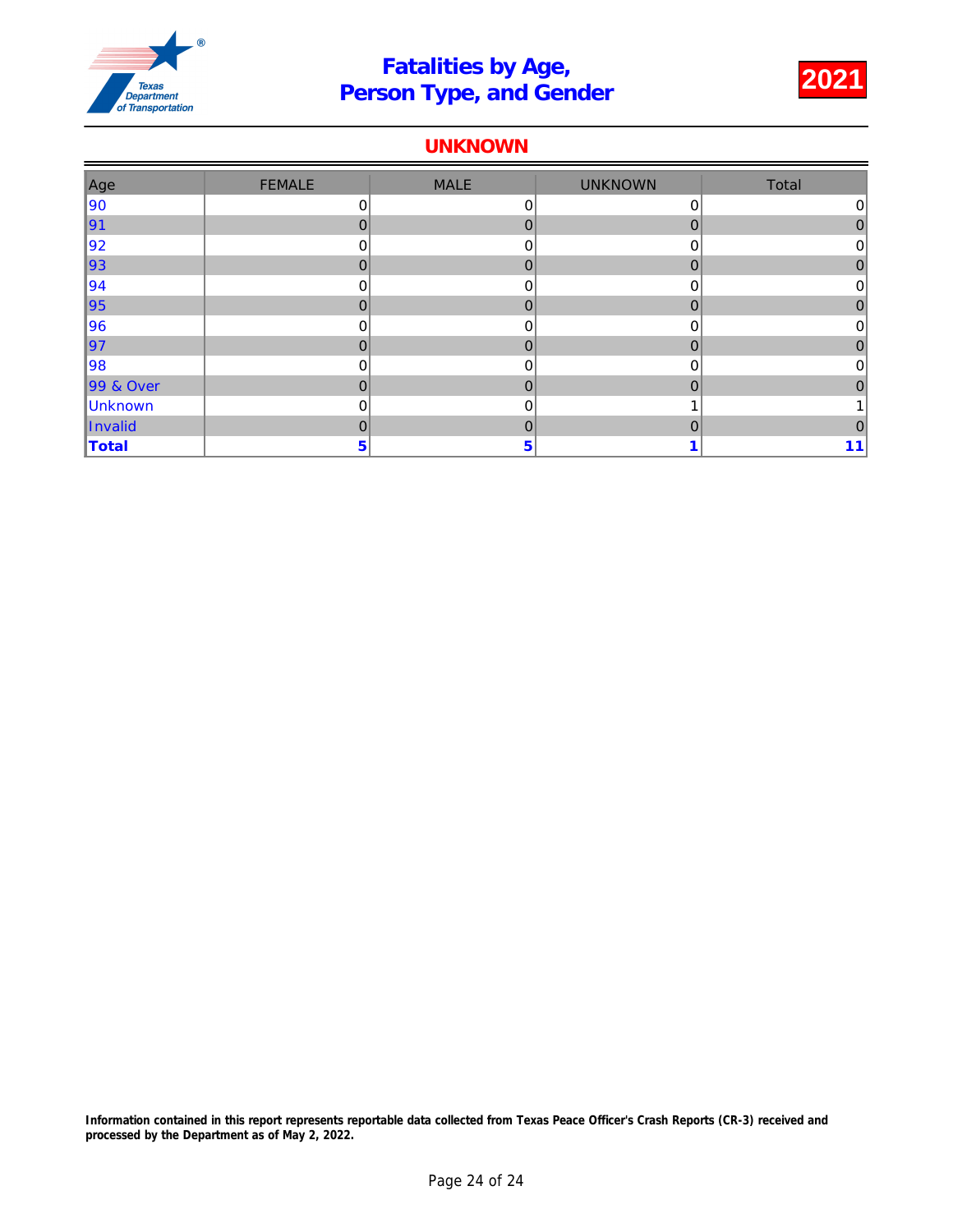# Fatalities by Age, Person Type, and Gender

2021

## UNKNOWN

| Age | FEMALE | MALE | UNKNOWN | Total |
|---|---|---|---|---|
| 90 | 0 | 0 | 0 | 0 |
| 91 | 0 | 0 | 0 | 0 |
| 92 | 0 | 0 | 0 | 0 |
| 93 | 0 | 0 | 0 | 0 |
| 94 | 0 | 0 | 0 | 0 |
| 95 | 0 | 0 | 0 | 0 |
| 96 | 0 | 0 | 0 | 0 |
| 97 | 0 | 0 | 0 | 0 |
| 98 | 0 | 0 | 0 | 0 |
| 99 & Over | 0 | 0 | 0 | 0 |
| Unknown | 0 | 0 | 1 | 1 |
| Invalid | 0 | 0 | 0 | 0 |
| **Total** | **5** | **5** | **1** | **11** |

**Information contained in this report represents reportable data collected from Texas Peace Officer's Crash Reports (CR-3) received and processed by the Department as of May 2, 2022.**